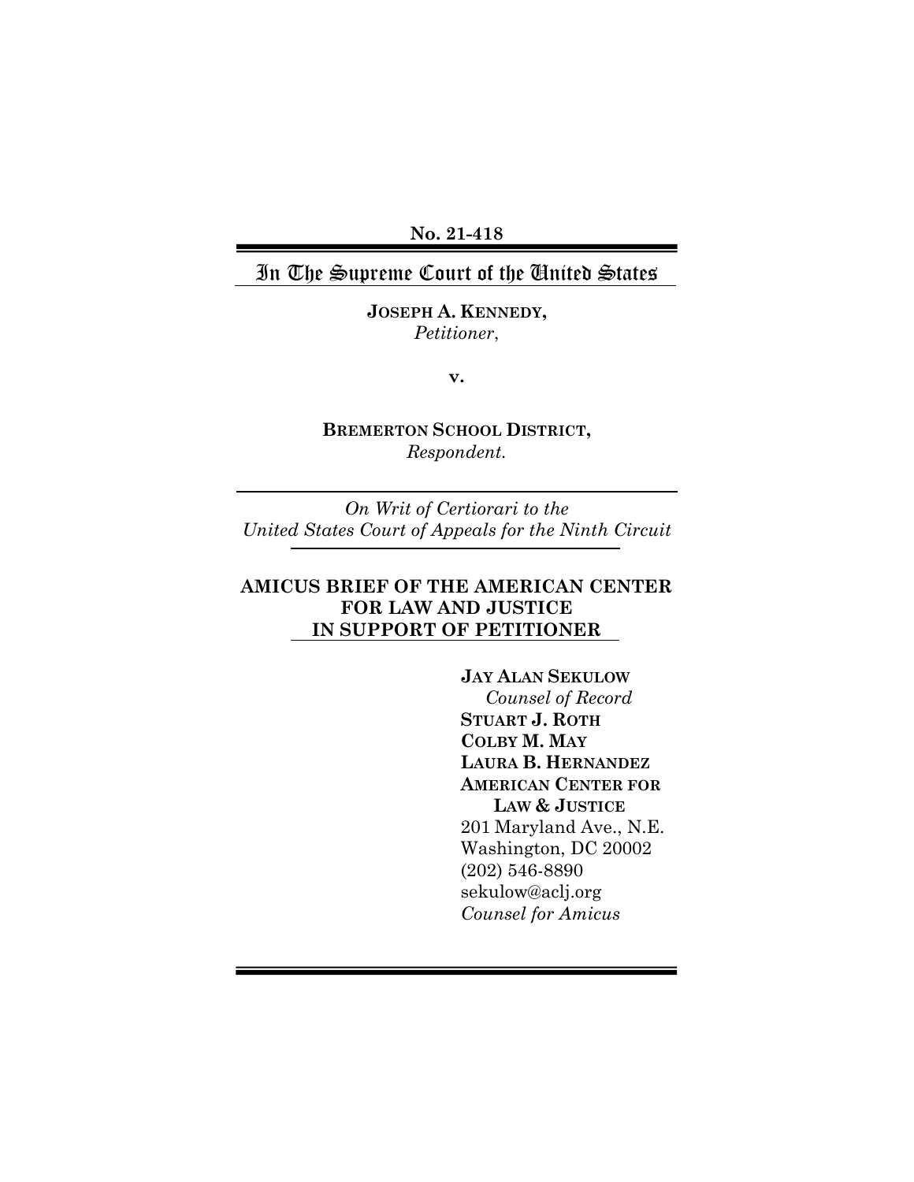**No. 21-418**

# In The Supreme Court of the United States

**JOSEPH A. KENNEDY,**
*Petitioner*,

**v.**

**BREMERTON SCHOOL DISTRICT,**
*Respondent.*

*On Writ of Certiorari to the*
*United States Court of Appeals for the Ninth Circuit*

**AMICUS BRIEF OF THE AMERICAN CENTER FOR LAW AND JUSTICE IN SUPPORT OF PETITIONER**

**JAY ALAN SEKULOW**
*Counsel of Record*
**STUART J. ROTH**
**COLBY M. MAY**
**LAURA B. HERNANDEZ**
**AMERICAN CENTER FOR LAW & JUSTICE**
201 Maryland Ave., N.E.
Washington, DC 20002
(202) 546-8890
sekulow@aclj.org
*Counsel for Amicus*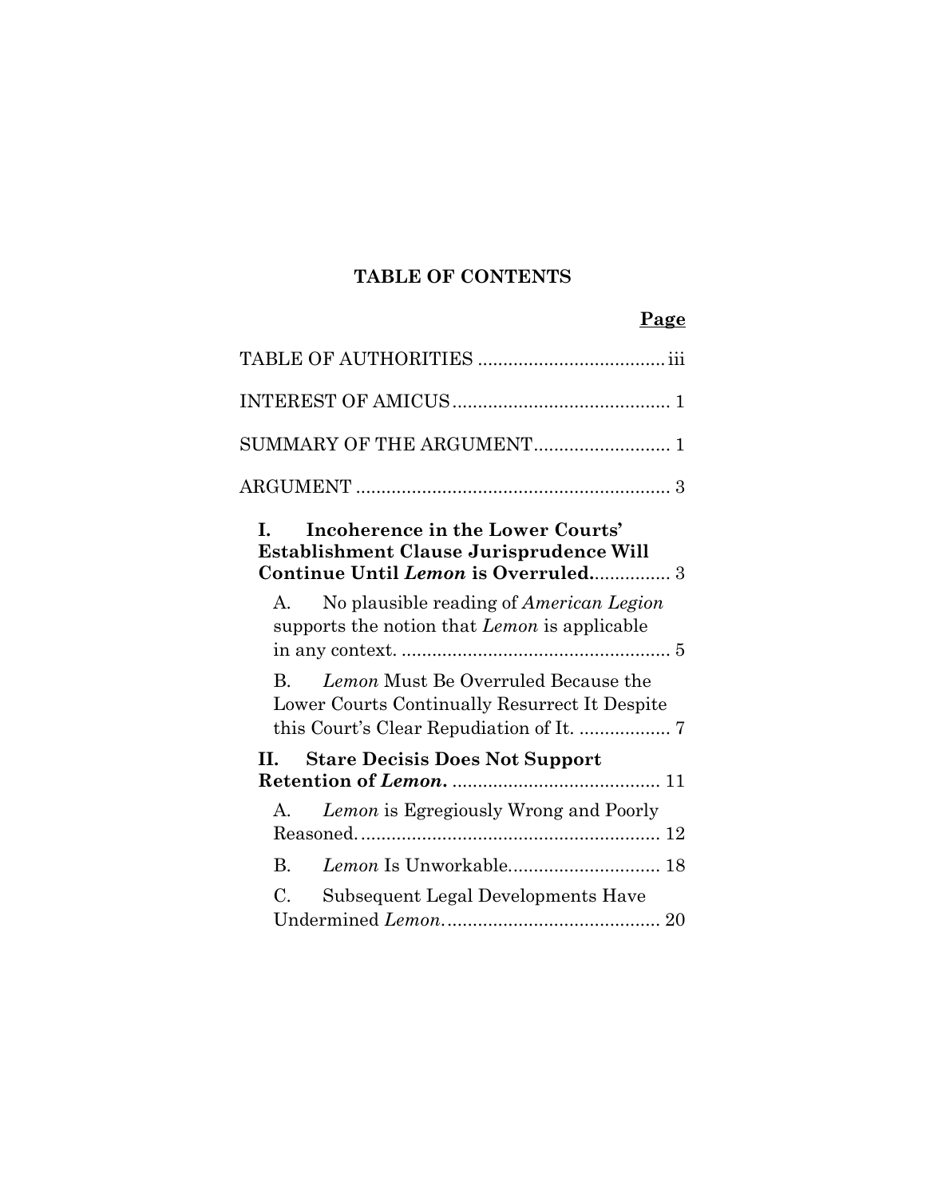## TABLE OF CONTENTS

**Page**

TABLE OF AUTHORITIES .................................... iii

INTEREST OF AMICUS ........................................... 1

SUMMARY OF THE ARGUMENT ........................... 1

ARGUMENT .............................................................. 3

**I. Incoherence in the Lower Courts' Establishment Clause Jurisprudence Will Continue Until *Lemon* is Overruled.** ............... 3

A. No plausible reading of *American Legion* supports the notion that *Lemon* is applicable in any context. ..................................................... 5

B. *Lemon* Must Be Overruled Because the Lower Courts Continually Resurrect It Despite this Court's Clear Repudiation of It. .................. 7

**II. Stare Decisis Does Not Support Retention of *Lemon*.** ......................................... 11

A. *Lemon* is Egregiously Wrong and Poorly Reasoned. .......................................................... 12

B. *Lemon* Is Unworkable. ............................. 18

C. Subsequent Legal Developments Have Undermined *Lemon*. ......................................... 20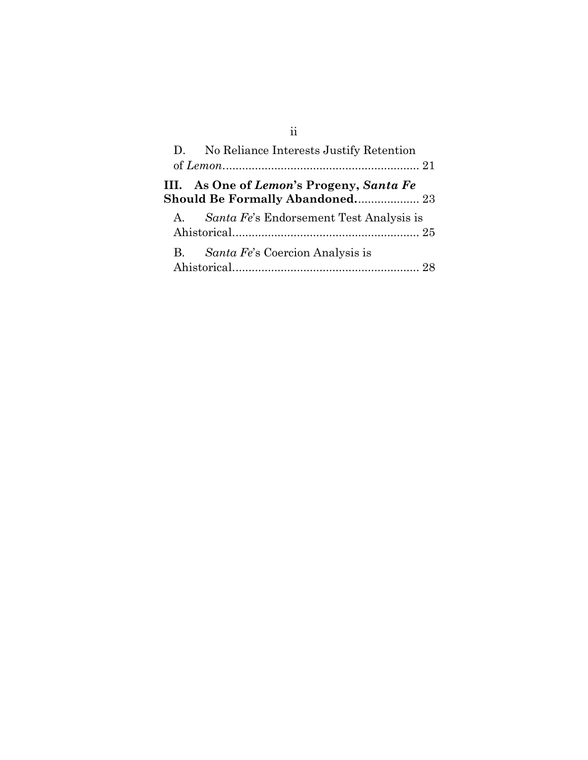D. No Reliance Interests Justify Retention of *Lemon*............................................................ 21

**III. As One of *Lemon*'s Progeny, *Santa Fe* Should Be Formally Abandoned.**................... 23

A. *Santa Fe*'s Endorsement Test Analysis is Ahistorical......................................................... 25

B. *Santa Fe*'s Coercion Analysis is Ahistorical......................................................... 28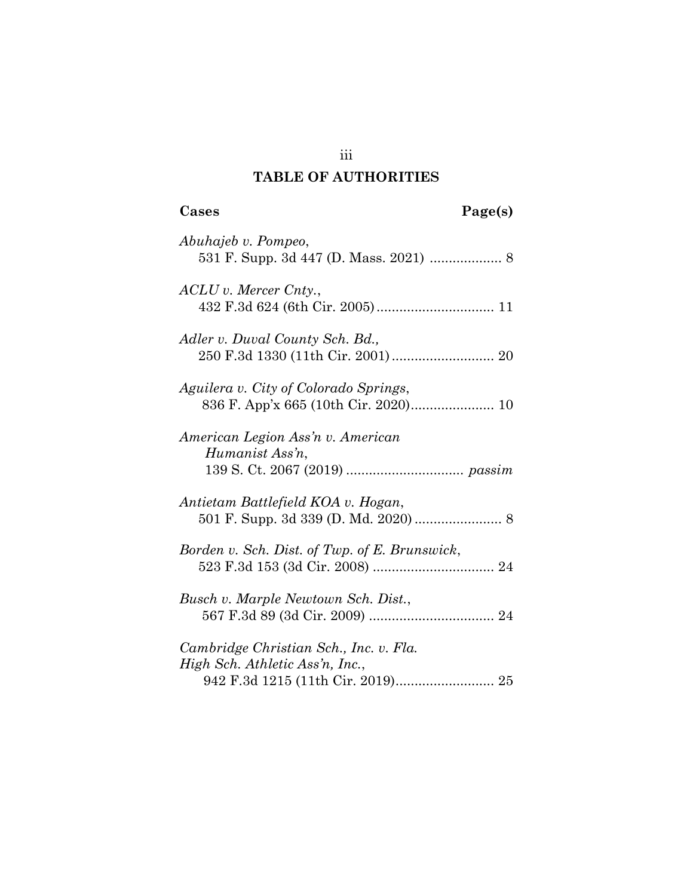# TABLE OF AUTHORITIES

**Cases** **Page(s)**

*Abuhajeb v. Pompeo*,
531 F. Supp. 3d 447 (D. Mass. 2021) .................. 8

*ACLU v. Mercer Cnty.*,
432 F.3d 624 (6th Cir. 2005) ............................... 11

*Adler v. Duval County Sch. Bd.*,
250 F.3d 1330 (11th Cir. 2001) ........................... 20

*Aguilera v. City of Colorado Springs*,
836 F. App'x 665 (10th Cir. 2020) ...................... 10

*American Legion Ass'n v. American Humanist Ass'n*,
139 S. Ct. 2067 (2019) ............................... *passim*

*Antietam Battlefield KOA v. Hogan*,
501 F. Supp. 3d 339 (D. Md. 2020) ....................... 8

*Borden v. Sch. Dist. of Twp. of E. Brunswick*,
523 F.3d 153 (3d Cir. 2008) ................................ 24

*Busch v. Marple Newtown Sch. Dist.*,
567 F.3d 89 (3d Cir. 2009) ................................. 24

*Cambridge Christian Sch., Inc. v. Fla. High Sch. Athletic Ass'n, Inc.*,
942 F.3d 1215 (11th Cir. 2019) ........................... 25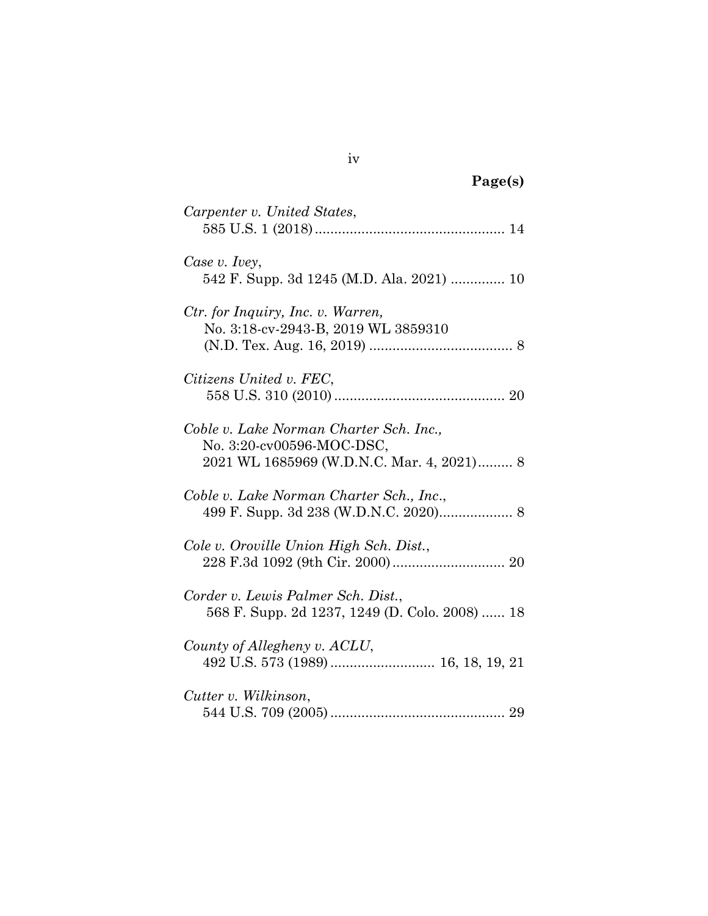**Page(s)**

*Carpenter v. United States*,
585 U.S. 1 (2018) ................................................. 14

*Case v. Ivey*,
542 F. Supp. 3d 1245 (M.D. Ala. 2021) .............. 10

*Ctr. for Inquiry, Inc. v. Warren,*
No. 3:18-cv-2943-B, 2019 WL 3859310
(N.D. Tex. Aug. 16, 2019) ..................................... 8

*Citizens United v. FEC*,
558 U.S. 310 (2010) ............................................ 20

*Coble v. Lake Norman Charter Sch. Inc.,*
No. 3:20-cv00596-MOC-DSC,
2021 WL 1685969 (W.D.N.C. Mar. 4, 2021)......... 8

*Coble v. Lake Norman Charter Sch., Inc.*,
499 F. Supp. 3d 238 (W.D.N.C. 2020).................. 8

*Cole v. Oroville Union High Sch. Dist.*,
228 F.3d 1092 (9th Cir. 2000)............................. 20

*Corder v. Lewis Palmer Sch. Dist.*,
568 F. Supp. 2d 1237, 1249 (D. Colo. 2008) ...... 18

*County of Allegheny v. ACLU*,
492 U.S. 573 (1989) ........................... 16, 18, 19, 21

*Cutter v. Wilkinson*,
544 U.S. 709 (2005) ............................................. 29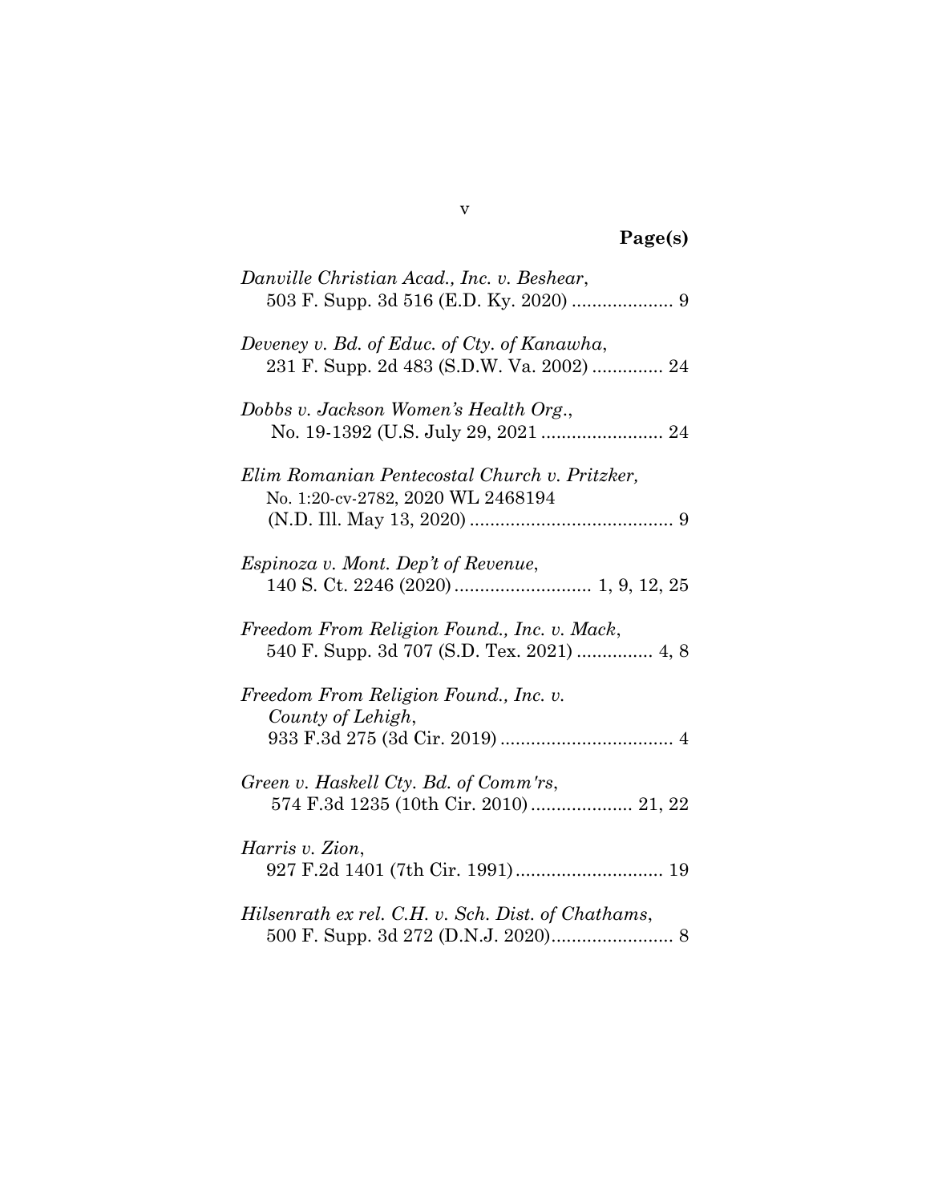**Page(s)**

*Danville Christian Acad., Inc. v. Beshear*,
503 F. Supp. 3d 516 (E.D. Ky. 2020) .................... 9

*Deveney v. Bd. of Educ. of Cty. of Kanawha*,
231 F. Supp. 2d 483 (S.D.W. Va. 2002) .............. 24

*Dobbs v. Jackson Women's Health Org.*,
No. 19-1392 (U.S. July 29, 2021 ........................ 24

*Elim Romanian Pentecostal Church v. Pritzker,*
No. 1:20-cv-2782, 2020 WL 2468194
(N.D. Ill. May 13, 2020) ........................................ 9

*Espinoza v. Mont. Dep't of Revenue*,
140 S. Ct. 2246 (2020) ........................... 1, 9, 12, 25

*Freedom From Religion Found., Inc. v. Mack*,
540 F. Supp. 3d 707 (S.D. Tex. 2021) ............... 4, 8

*Freedom From Religion Found., Inc. v. County of Lehigh*,
933 F.3d 275 (3d Cir. 2019) .................................. 4

*Green v. Haskell Cty. Bd. of Comm'rs*,
574 F.3d 1235 (10th Cir. 2010) .................... 21, 22

*Harris v. Zion*,
927 F.2d 1401 (7th Cir. 1991) ............................. 19

*Hilsenrath ex rel. C.H. v. Sch. Dist. of Chathams*,
500 F. Supp. 3d 272 (D.N.J. 2020)........................ 8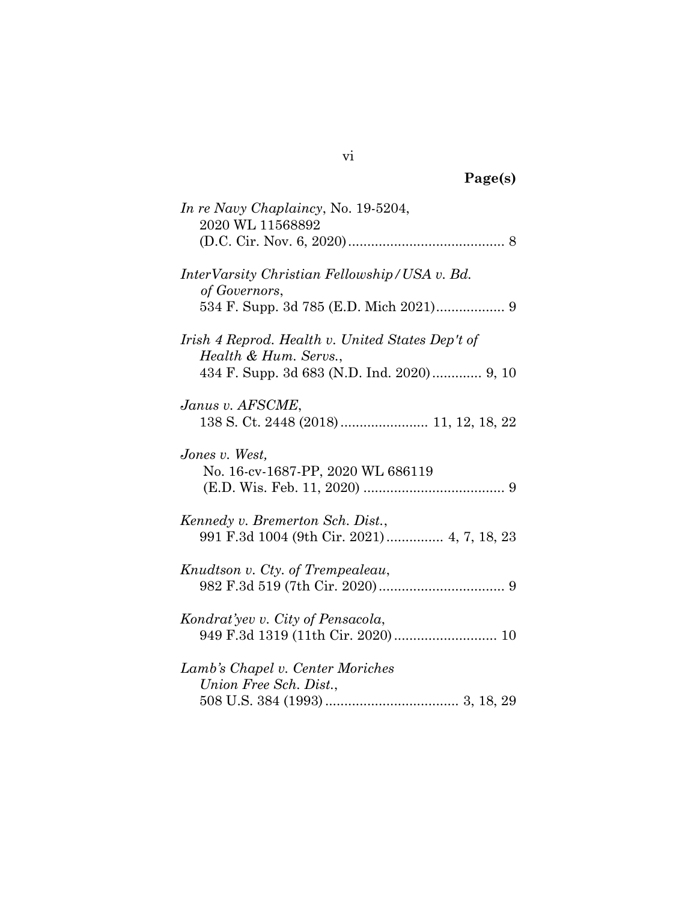**Page(s)**

*In re Navy Chaplaincy*, No. 19-5204, 2020 WL 11568892 (D.C. Cir. Nov. 6, 2020) ........................................ 8

*InterVarsity Christian Fellowship/USA v. Bd. of Governors*, 534 F. Supp. 3d 785 (E.D. Mich 2021) .................. 9

*Irish 4 Reprod. Health v. United States Dep't of Health & Hum. Servs.*, 434 F. Supp. 3d 683 (N.D. Ind. 2020) ............. 9, 10

*Janus v. AFSCME*, 138 S. Ct. 2448 (2018) ....................... 11, 12, 18, 22

*Jones v. West,* No. 16-cv-1687-PP, 2020 WL 686119 (E.D. Wis. Feb. 11, 2020) ..................................... 9

*Kennedy v. Bremerton Sch. Dist.*, 991 F.3d 1004 (9th Cir. 2021) ............... 4, 7, 18, 23

*Knudtson v. Cty. of Trempealeau*, 982 F.3d 519 (7th Cir. 2020) ................................. 9

*Kondrat'yev v. City of Pensacola*, 949 F.3d 1319 (11th Cir. 2020) ........................... 10

*Lamb's Chapel v. Center Moriches Union Free Sch. Dist.*, 508 U.S. 384 (1993) ................................... 3, 18, 29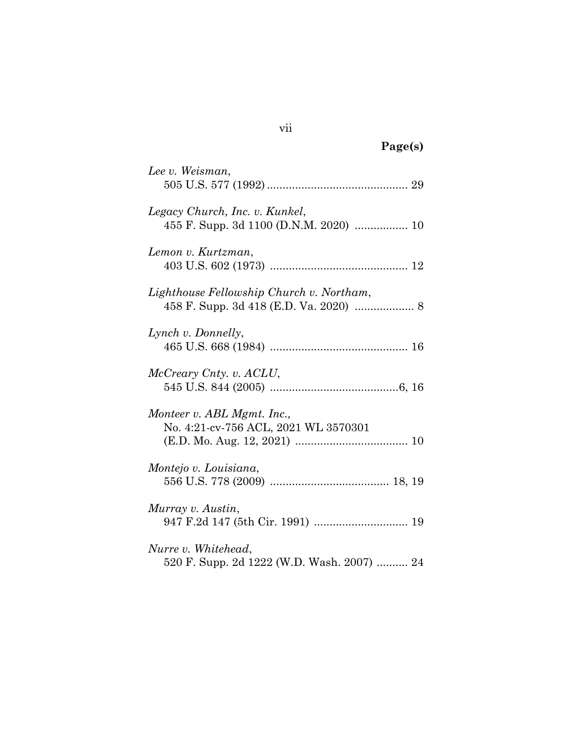**Page(s)**

*Lee v. Weisman*,
505 U.S. 577 (1992) ............................................ 29

*Legacy Church, Inc. v. Kunkel*,
455 F. Supp. 3d 1100 (D.N.M. 2020) ................. 10

*Lemon v. Kurtzman*,
403 U.S. 602 (1973) ............................................ 12

*Lighthouse Fellowship Church v. Northam*,
458 F. Supp. 3d 418 (E.D. Va. 2020) .................. 8

*Lynch v. Donnelly*,
465 U.S. 668 (1984) ............................................ 16

*McCreary Cnty. v. ACLU*,
545 U.S. 844 (2005) .........................................6, 16

*Monteer v. ABL Mgmt. Inc.,*
No. 4:21-cv-756 ACL, 2021 WL 3570301
(E.D. Mo. Aug. 12, 2021) .................................... 10

*Montejo v. Louisiana*,
556 U.S. 778 (2009) ...................................... 18, 19

*Murray v. Austin*,
947 F.2d 147 (5th Cir. 1991) .............................. 19

*Nurre v. Whitehead*,
520 F. Supp. 2d 1222 (W.D. Wash. 2007) .......... 24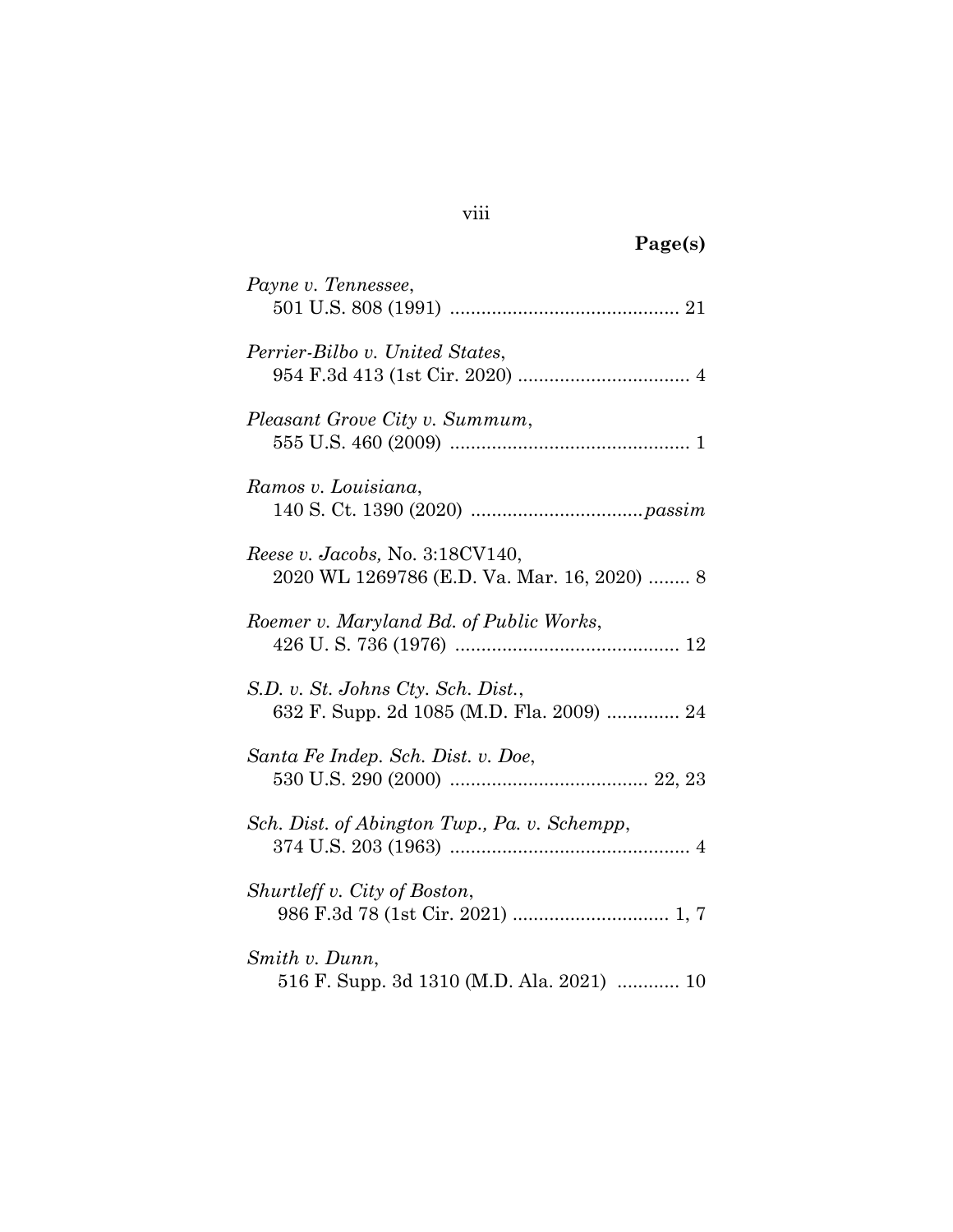**Page(s)**

*Payne v. Tennessee*,
501 U.S. 808 (1991) ........................................... 21

*Perrier-Bilbo v. United States*,
954 F.3d 413 (1st Cir. 2020) ................................ 4

*Pleasant Grove City v. Summum*,
555 U.S. 460 (2009) ............................................. 1

*Ramos v. Louisiana*,
140 S. Ct. 1390 (2020) ................................*passim*

*Reese v. Jacobs,* No. 3:18CV140,
2020 WL 1269786 (E.D. Va. Mar. 16, 2020) ........ 8

*Roemer v. Maryland Bd. of Public Works*,
426 U. S. 736 (1976) .......................................... 12

*S.D. v. St. Johns Cty. Sch. Dist.*,
632 F. Supp. 2d 1085 (M.D. Fla. 2009) .............. 24

*Santa Fe Indep. Sch. Dist. v. Doe*,
530 U.S. 290 (2000) ..................................... 22, 23

*Sch. Dist. of Abington Twp., Pa. v. Schempp*,
374 U.S. 203 (1963) ............................................. 4

*Shurtleff v. City of Boston*,
986 F.3d 78 (1st Cir. 2021) ............................. 1, 7

*Smith v. Dunn*,
516 F. Supp. 3d 1310 (M.D. Ala. 2021) ............ 10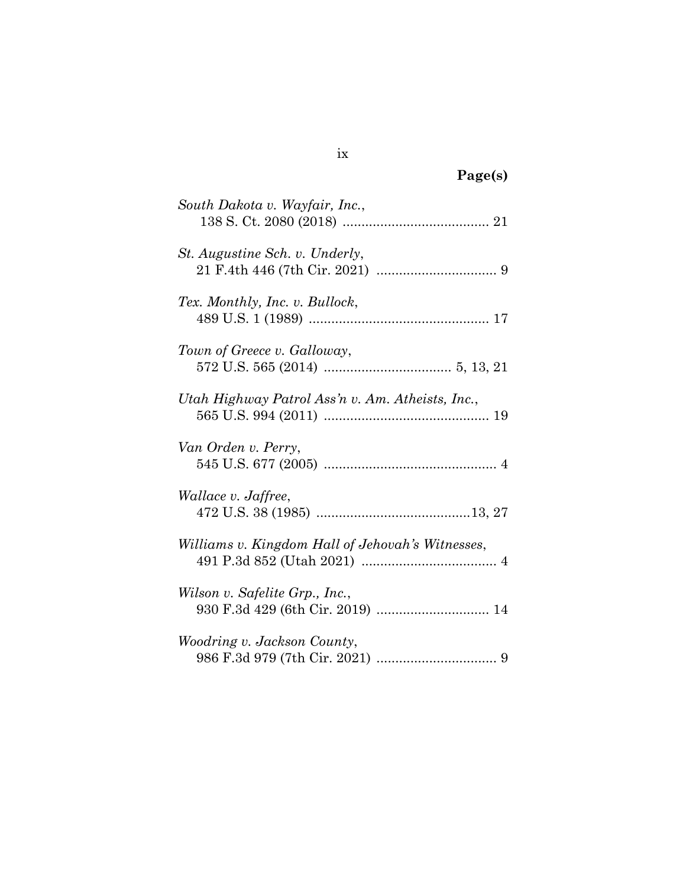**Page(s)**

*South Dakota v. Wayfair, Inc.*,
138 S. Ct. 2080 (2018) ....................................... 21

*St. Augustine Sch. v. Underly*,
21 F.4th 446 (7th Cir. 2021) ................................ 9

*Tex. Monthly, Inc. v. Bullock*,
489 U.S. 1 (1989) ................................................ 17

*Town of Greece v. Galloway*,
572 U.S. 565 (2014) .................................. 5, 13, 21

*Utah Highway Patrol Ass'n v. Am. Atheists, Inc.*,
565 U.S. 994 (2011) ............................................ 19

*Van Orden v. Perry*,
545 U.S. 677 (2005) .............................................. 4

*Wallace v. Jaffree*,
472 U.S. 38 (1985) .........................................13, 27

*Williams v. Kingdom Hall of Jehovah's Witnesses*,
491 P.3d 852 (Utah 2021) .................................... 4

*Wilson v. Safelite Grp., Inc.*,
930 F.3d 429 (6th Cir. 2019) .............................. 14

*Woodring v. Jackson County*,
986 F.3d 979 (7th Cir. 2021) ................................ 9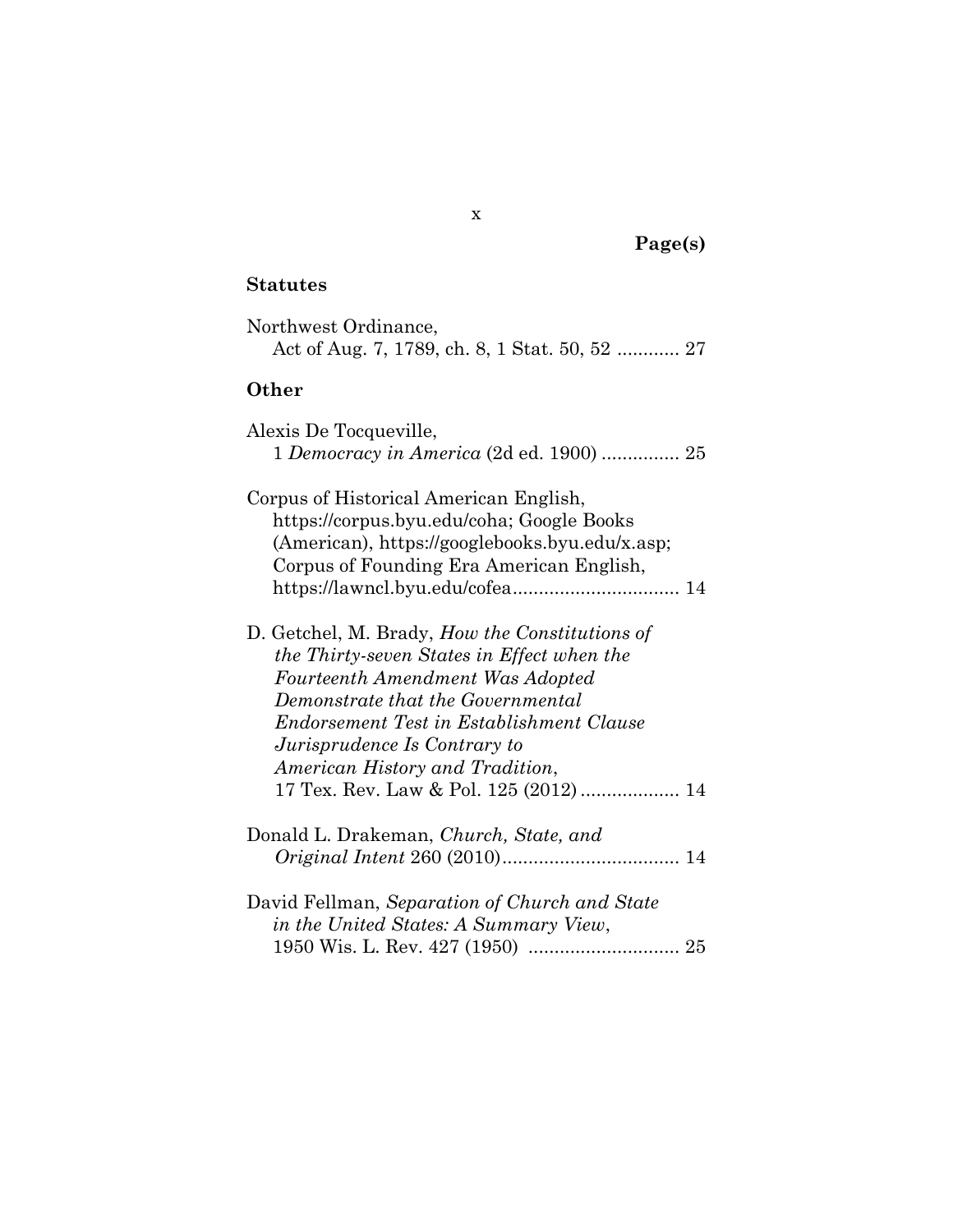Page(s)

## Statutes

Northwest Ordinance,
  Act of Aug. 7, 1789, ch. 8, 1 Stat. 50, 52 ............ 27

## Other

Alexis De Tocqueville,
  1 *Democracy in America* (2d ed. 1900) ............... 25

Corpus of Historical American English,
  https://corpus.byu.edu/coha; Google Books (American), https://googlebooks.byu.edu/x.asp; Corpus of Founding Era American English, https://lawncl.byu.edu/cofea................................ 14

D. Getchel, M. Brady, *How the Constitutions of the Thirty-seven States in Effect when the Fourteenth Amendment Was Adopted Demonstrate that the Governmental Endorsement Test in Establishment Clause Jurisprudence Is Contrary to American History and Tradition*,
  17 Tex. Rev. Law & Pol. 125 (2012) ................... 14

Donald L. Drakeman, *Church, State, and Original Intent* 260 (2010).................................. 14

David Fellman, *Separation of Church and State in the United States: A Summary View*,
  1950 Wis. L. Rev. 427 (1950) ............................ 25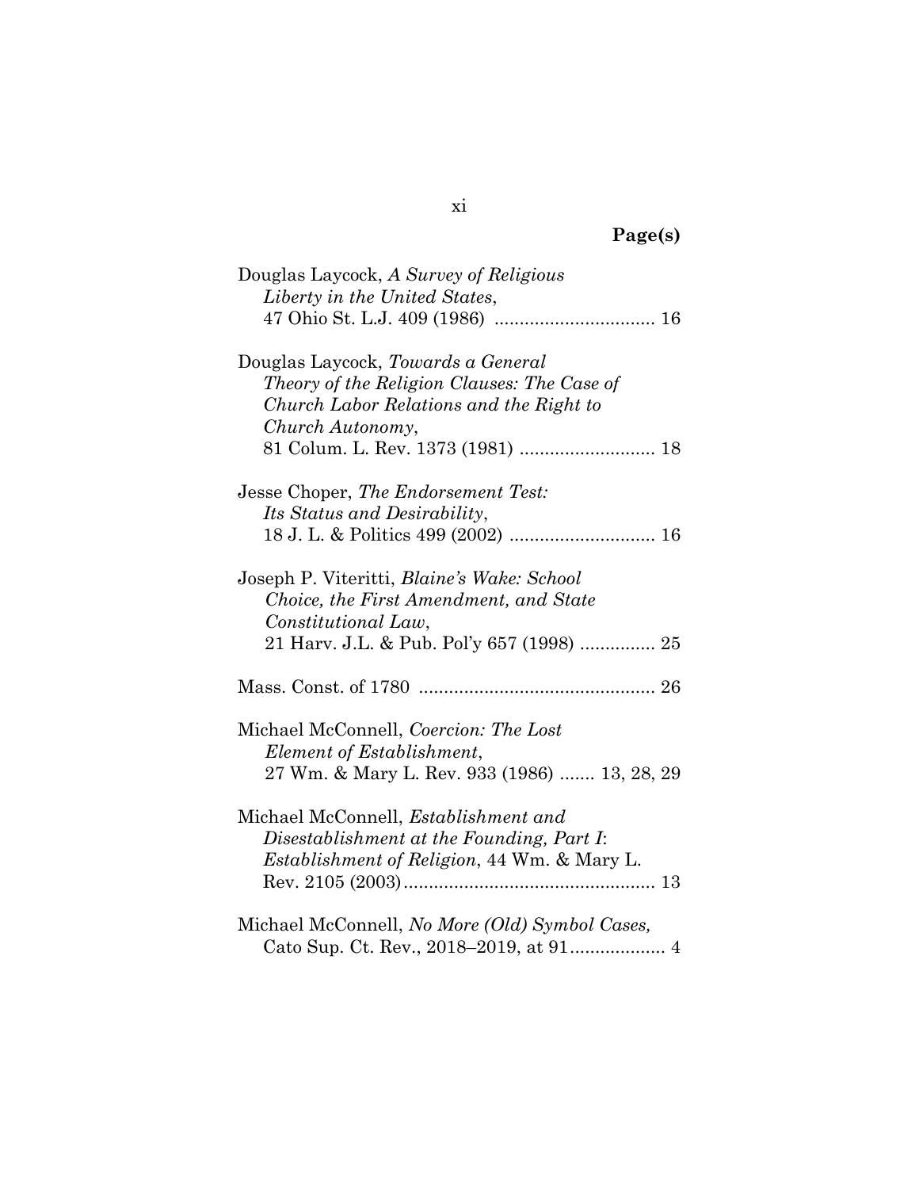**Page(s)**

Douglas Laycock, *A Survey of Religious Liberty in the United States*, 47 Ohio St. L.J. 409 (1986) ................................ 16

Douglas Laycock, *Towards a General Theory of the Religion Clauses: The Case of Church Labor Relations and the Right to Church Autonomy*, 81 Colum. L. Rev. 1373 (1981) ........................... 18

Jesse Choper, *The Endorsement Test: Its Status and Desirability*, 18 J. L. & Politics 499 (2002) ............................. 16

Joseph P. Viteritti, *Blaine's Wake: School Choice, the First Amendment, and State Constitutional Law*, 21 Harv. J.L. & Pub. Pol'y 657 (1998) ............... 25

Mass. Const. of 1780 ............................................... 26

Michael McConnell, *Coercion: The Lost Element of Establishment*, 27 Wm. & Mary L. Rev. 933 (1986) ....... 13, 28, 29

Michael McConnell, *Establishment and Disestablishment at the Founding, Part I: Establishment of Religion*, 44 Wm. & Mary L. Rev. 2105 (2003).................................................. 13

Michael McConnell, *No More (Old) Symbol Cases,* Cato Sup. Ct. Rev., 2018–2019, at 91................... 4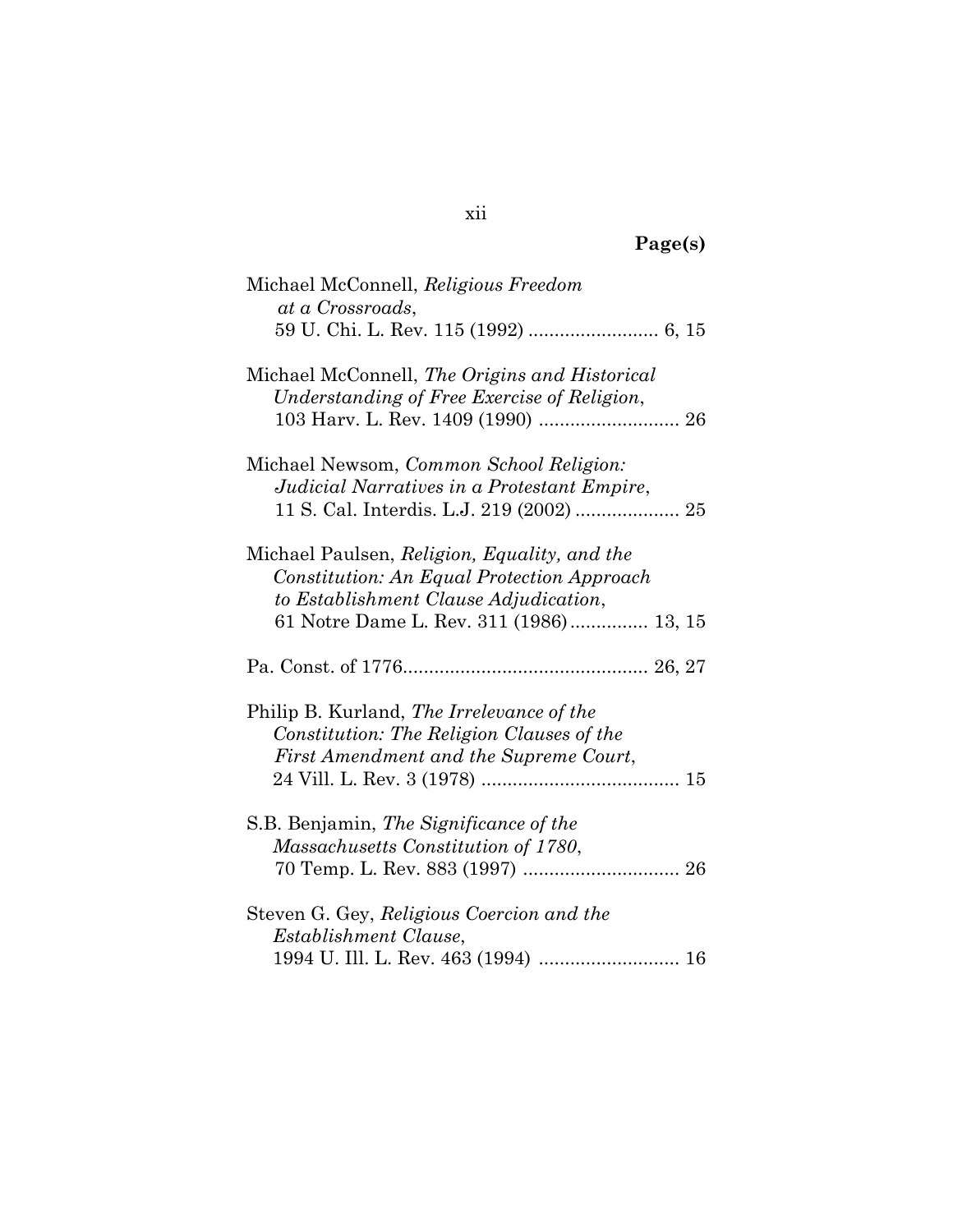**Page(s)**

Michael McConnell, *Religious Freedom at a Crossroads*, 59 U. Chi. L. Rev. 115 (1992) ......................... 6, 15

Michael McConnell, *The Origins and Historical Understanding of Free Exercise of Religion*, 103 Harv. L. Rev. 1409 (1990) ........................... 26

Michael Newsom, *Common School Religion: Judicial Narratives in a Protestant Empire*, 11 S. Cal. Interdis. L.J. 219 (2002) .................... 25

Michael Paulsen, *Religion, Equality, and the Constitution: An Equal Protection Approach to Establishment Clause Adjudication*, 61 Notre Dame L. Rev. 311 (1986)............... 13, 15

Pa. Const. of 1776............................................... 26, 27

Philip B. Kurland, *The Irrelevance of the Constitution: The Religion Clauses of the First Amendment and the Supreme Court*, 24 Vill. L. Rev. 3 (1978) ...................................... 15

S.B. Benjamin, *The Significance of the Massachusetts Constitution of 1780*, 70 Temp. L. Rev. 883 (1997) .............................. 26

Steven G. Gey, *Religious Coercion and the Establishment Clause*, 1994 U. Ill. L. Rev. 463 (1994) ........................... 16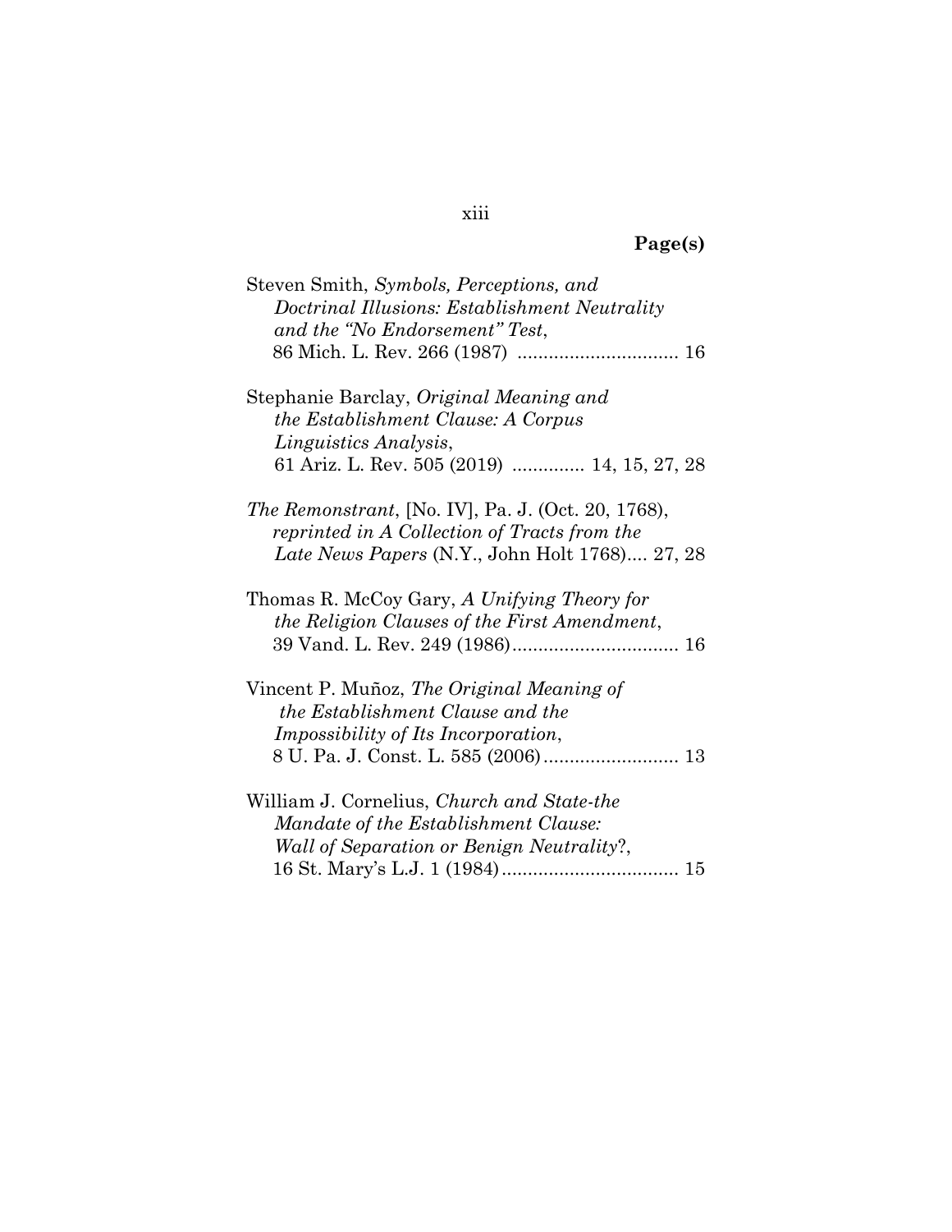**Page(s)**

Steven Smith, *Symbols, Perceptions, and Doctrinal Illusions: Establishment Neutrality and the "No Endorsement" Test*, 86 Mich. L. Rev. 266 (1987) ............................... 16

Stephanie Barclay, *Original Meaning and the Establishment Clause: A Corpus Linguistics Analysis*, 61 Ariz. L. Rev. 505 (2019) .............. 14, 15, 27, 28

*The Remonstrant*, [No. IV], Pa. J. (Oct. 20, 1768), *reprinted in A Collection of Tracts from the Late News Papers* (N.Y., John Holt 1768).... 27, 28

Thomas R. McCoy Gary, *A Unifying Theory for the Religion Clauses of the First Amendment*, 39 Vand. L. Rev. 249 (1986)................................ 16

Vincent P. Muñoz, *The Original Meaning of the Establishment Clause and the Impossibility of Its Incorporation*, 8 U. Pa. J. Const. L. 585 (2006).......................... 13

William J. Cornelius, *Church and State-the Mandate of the Establishment Clause: Wall of Separation or Benign Neutrality*?, 16 St. Mary's L.J. 1 (1984).................................. 15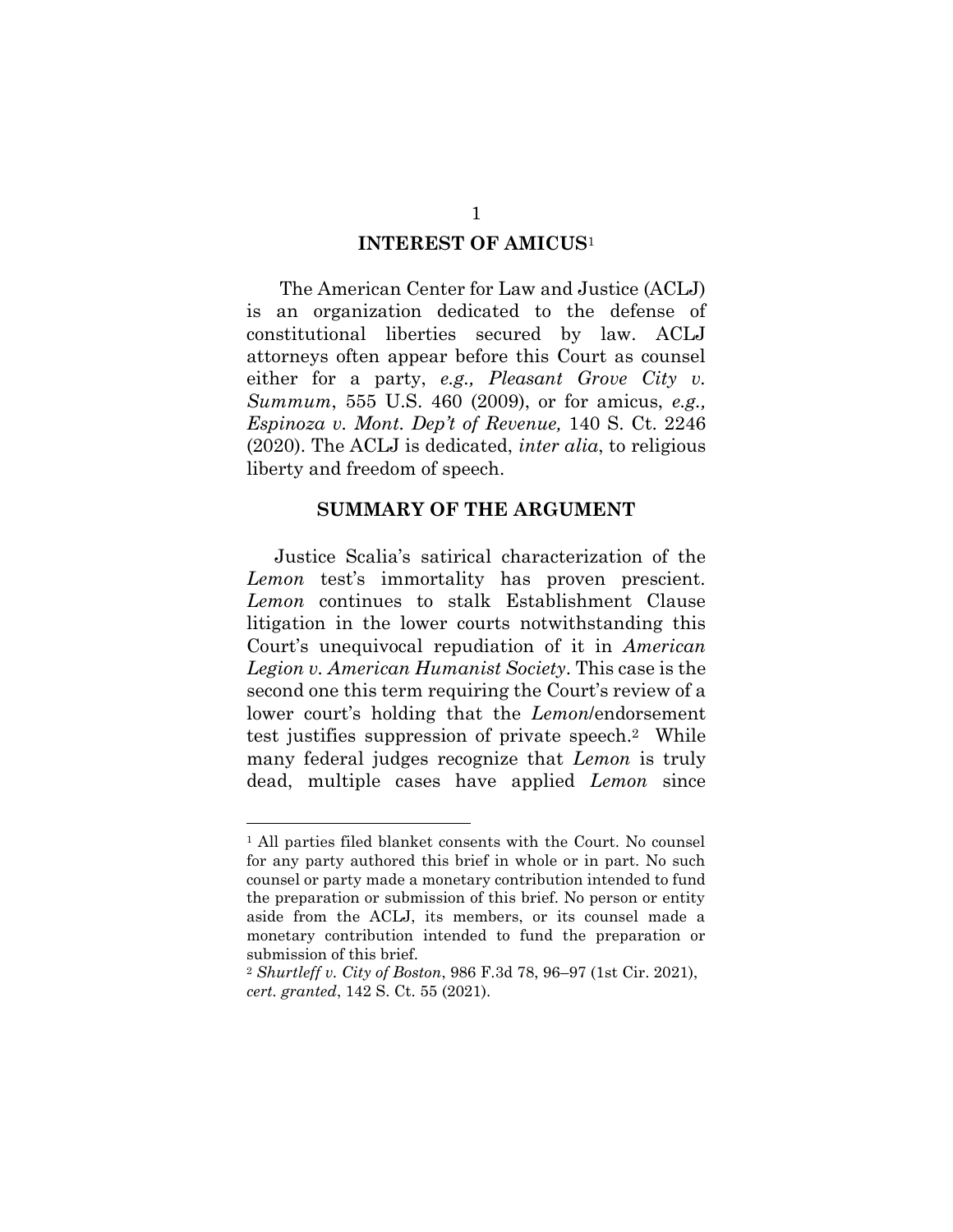## INTEREST OF AMICUS[1]

The American Center for Law and Justice (ACLJ) is an organization dedicated to the defense of constitutional liberties secured by law. ACLJ attorneys often appear before this Court as counsel either for a party, *e.g., Pleasant Grove City v. Summum*, 555 U.S. 460 (2009), or for amicus, *e.g., Espinoza v. Mont. Dep't of Revenue,* 140 S. Ct. 2246 (2020). The ACLJ is dedicated, *inter alia*, to religious liberty and freedom of speech.

## SUMMARY OF THE ARGUMENT

Justice Scalia's satirical characterization of the *Lemon* test's immortality has proven prescient. *Lemon* continues to stalk Establishment Clause litigation in the lower courts notwithstanding this Court's unequivocal repudiation of it in *American Legion v. American Humanist Society*. This case is the second one this term requiring the Court's review of a lower court's holding that the *Lemon*/endorsement test justifies suppression of private speech.[2] While many federal judges recognize that *Lemon* is truly dead, multiple cases have applied *Lemon* since

---

[1] All parties filed blanket consents with the Court. No counsel for any party authored this brief in whole or in part. No such counsel or party made a monetary contribution intended to fund the preparation or submission of this brief. No person or entity aside from the ACLJ, its members, or its counsel made a monetary contribution intended to fund the preparation or submission of this brief.

[2] *Shurtleff v. City of Boston*, 986 F.3d 78, 96–97 (1st Cir. 2021), *cert. granted*, 142 S. Ct. 55 (2021).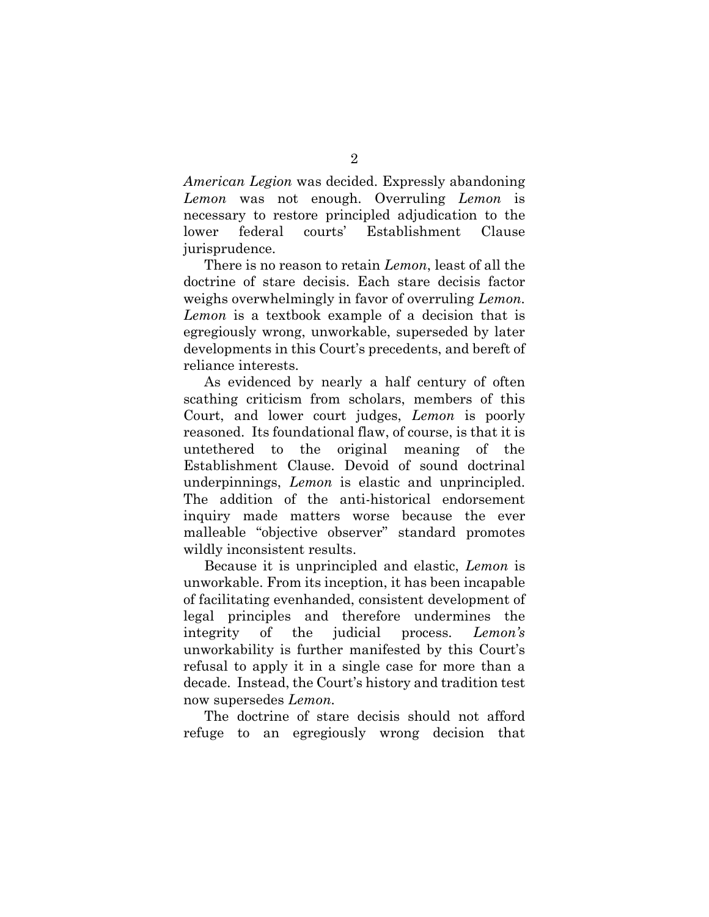*American Legion* was decided. Expressly abandoning *Lemon* was not enough. Overruling *Lemon* is necessary to restore principled adjudication to the lower federal courts' Establishment Clause jurisprudence.

There is no reason to retain *Lemon*, least of all the doctrine of stare decisis. Each stare decisis factor weighs overwhelmingly in favor of overruling *Lemon*. *Lemon* is a textbook example of a decision that is egregiously wrong, unworkable, superseded by later developments in this Court's precedents, and bereft of reliance interests.

As evidenced by nearly a half century of often scathing criticism from scholars, members of this Court, and lower court judges, *Lemon* is poorly reasoned. Its foundational flaw, of course, is that it is untethered to the original meaning of the Establishment Clause. Devoid of sound doctrinal underpinnings, *Lemon* is elastic and unprincipled. The addition of the anti-historical endorsement inquiry made matters worse because the ever malleable "objective observer" standard promotes wildly inconsistent results.

Because it is unprincipled and elastic, *Lemon* is unworkable. From its inception, it has been incapable of facilitating evenhanded, consistent development of legal principles and therefore undermines the integrity of the judicial process. *Lemon's* unworkability is further manifested by this Court's refusal to apply it in a single case for more than a decade. Instead, the Court's history and tradition test now supersedes *Lemon*.

The doctrine of stare decisis should not afford refuge to an egregiously wrong decision that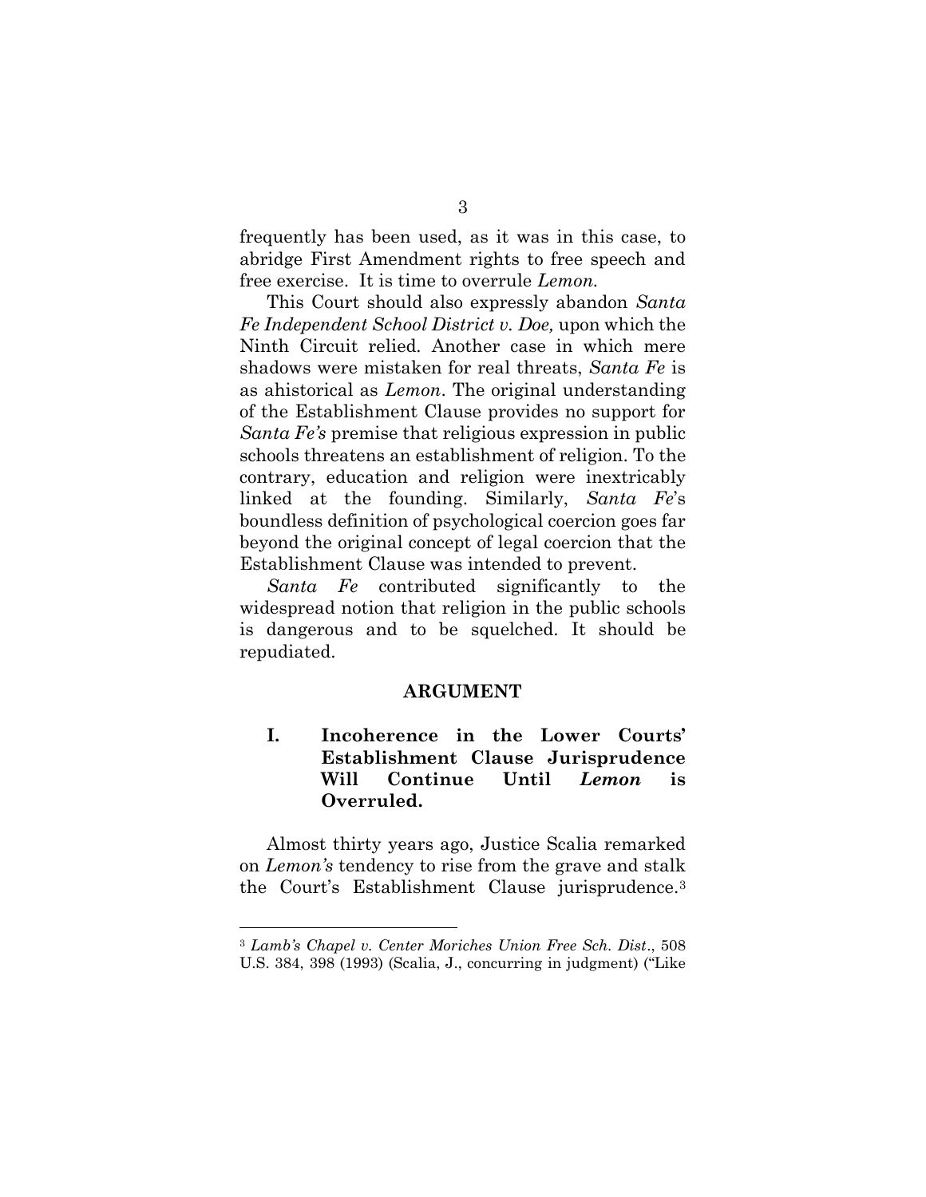frequently has been used, as it was in this case, to abridge First Amendment rights to free speech and free exercise. It is time to overrule *Lemon.*

This Court should also expressly abandon *Santa Fe Independent School District v. Doe,* upon which the Ninth Circuit relied. Another case in which mere shadows were mistaken for real threats, *Santa Fe* is as ahistorical as *Lemon*. The original understanding of the Establishment Clause provides no support for *Santa Fe's* premise that religious expression in public schools threatens an establishment of religion. To the contrary, education and religion were inextricably linked at the founding. Similarly, *Santa Fe*'s boundless definition of psychological coercion goes far beyond the original concept of legal coercion that the Establishment Clause was intended to prevent.

*Santa Fe* contributed significantly to the widespread notion that religion in the public schools is dangerous and to be squelched. It should be repudiated.

## ARGUMENT

### I. Incoherence in the Lower Courts' Establishment Clause Jurisprudence Will Continue Until *Lemon* is Overruled.

Almost thirty years ago, Justice Scalia remarked on *Lemon's* tendency to rise from the grave and stalk the Court's Establishment Clause jurisprudence.[3]

---

[3] *Lamb's Chapel v. Center Moriches Union Free Sch. Dist*., 508 U.S. 384, 398 (1993) (Scalia, J., concurring in judgment) ("Like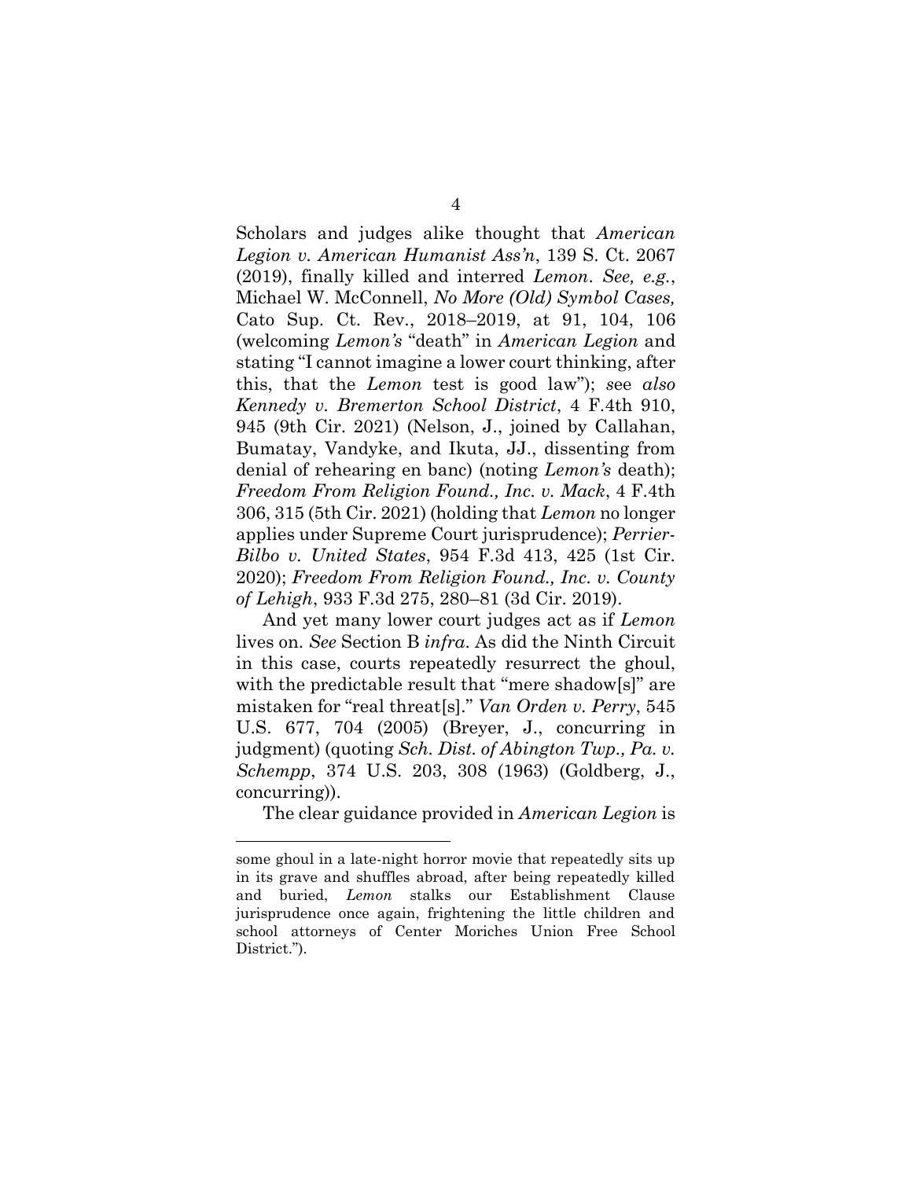Scholars and judges alike thought that *American Legion v. American Humanist Ass'n*, 139 S. Ct. 2067 (2019), finally killed and interred *Lemon*. *See, e.g.*, Michael W. McConnell, *No More (Old) Symbol Cases,* Cato Sup. Ct. Rev., 2018–2019, at 91, 104, 106 (welcoming *Lemon's* "death" in *American Legion* and stating "I cannot imagine a lower court thinking, after this, that the *Lemon* test is good law"); *see also Kennedy v. Bremerton School District*, 4 F.4th 910, 945 (9th Cir. 2021) (Nelson, J., joined by Callahan, Bumatay, Vandyke, and Ikuta, JJ., dissenting from denial of rehearing en banc) (noting *Lemon's* death); *Freedom From Religion Found., Inc. v. Mack*, 4 F.4th 306, 315 (5th Cir. 2021) (holding that *Lemon* no longer applies under Supreme Court jurisprudence); *Perrier-Bilbo v. United States*, 954 F.3d 413, 425 (1st Cir. 2020); *Freedom From Religion Found., Inc. v. County of Lehigh*, 933 F.3d 275, 280–81 (3d Cir. 2019).

And yet many lower court judges act as if *Lemon* lives on. *See* Section B *infra*. As did the Ninth Circuit in this case, courts repeatedly resurrect the ghoul, with the predictable result that "mere shadow[s]" are mistaken for "real threat[s]." *Van Orden v. Perry*, 545 U.S. 677, 704 (2005) (Breyer, J., concurring in judgment) (quoting *Sch. Dist. of Abington Twp., Pa. v. Schempp*, 374 U.S. 203, 308 (1963) (Goldberg, J., concurring)).

The clear guidance provided in *American Legion* is

---

some ghoul in a late-night horror movie that repeatedly sits up in its grave and shuffles abroad, after being repeatedly killed and buried, *Lemon* stalks our Establishment Clause jurisprudence once again, frightening the little children and school attorneys of Center Moriches Union Free School District.").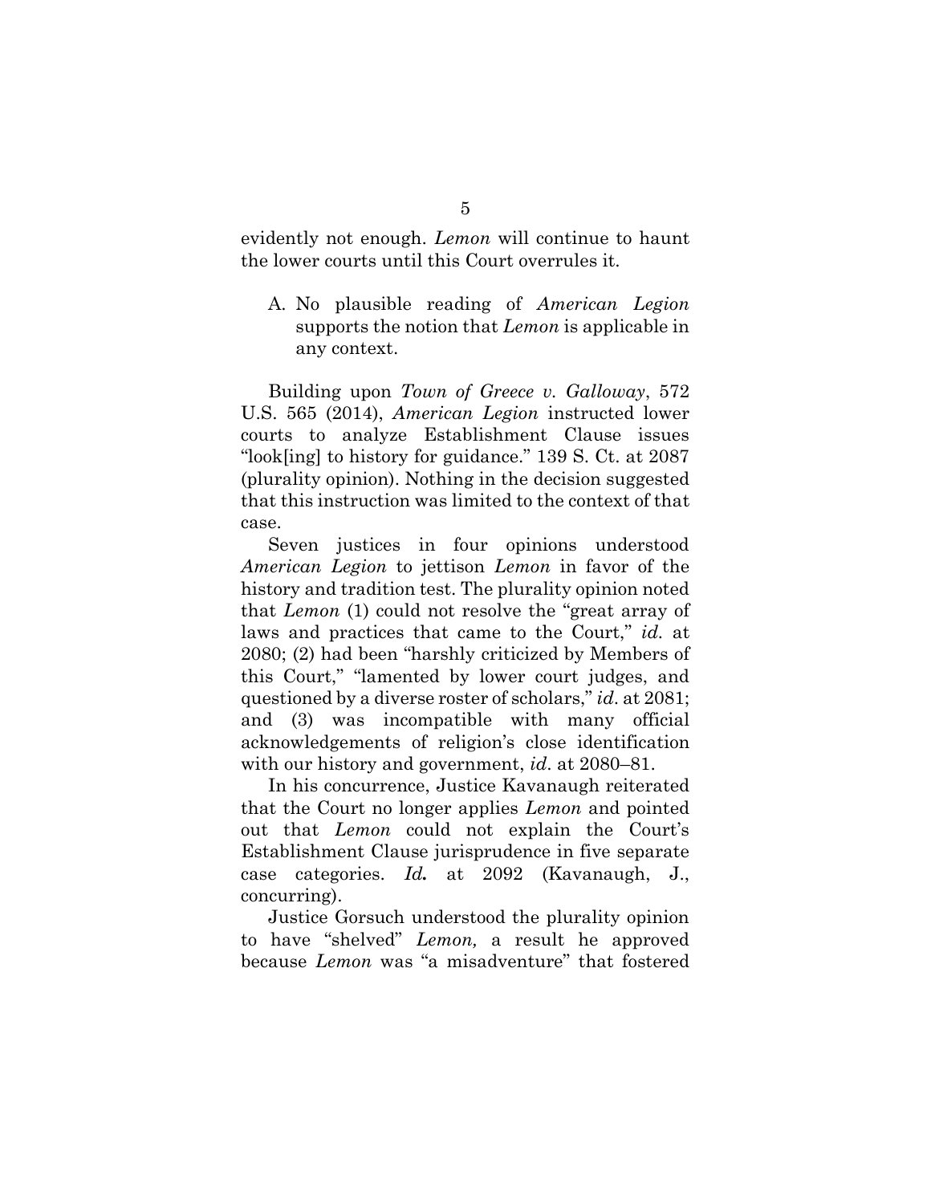evidently not enough. *Lemon* will continue to haunt the lower courts until this Court overrules it.

A. No plausible reading of *American Legion* supports the notion that *Lemon* is applicable in any context.

Building upon *Town of Greece v. Galloway*, 572 U.S. 565 (2014), *American Legion* instructed lower courts to analyze Establishment Clause issues "look[ing] to history for guidance." 139 S. Ct. at 2087 (plurality opinion). Nothing in the decision suggested that this instruction was limited to the context of that case.

Seven justices in four opinions understood *American Legion* to jettison *Lemon* in favor of the history and tradition test. The plurality opinion noted that *Lemon* (1) could not resolve the "great array of laws and practices that came to the Court," *id.* at 2080; (2) had been "harshly criticized by Members of this Court," "lamented by lower court judges, and questioned by a diverse roster of scholars," *id*. at 2081; and (3) was incompatible with many official acknowledgements of religion's close identification with our history and government, *id*. at 2080–81.

In his concurrence, Justice Kavanaugh reiterated that the Court no longer applies *Lemon* and pointed out that *Lemon* could not explain the Court's Establishment Clause jurisprudence in five separate case categories. ***Id.*** at 2092 (Kavanaugh, J., concurring).

Justice Gorsuch understood the plurality opinion to have "shelved" *Lemon,* a result he approved because *Lemon* was "a misadventure" that fostered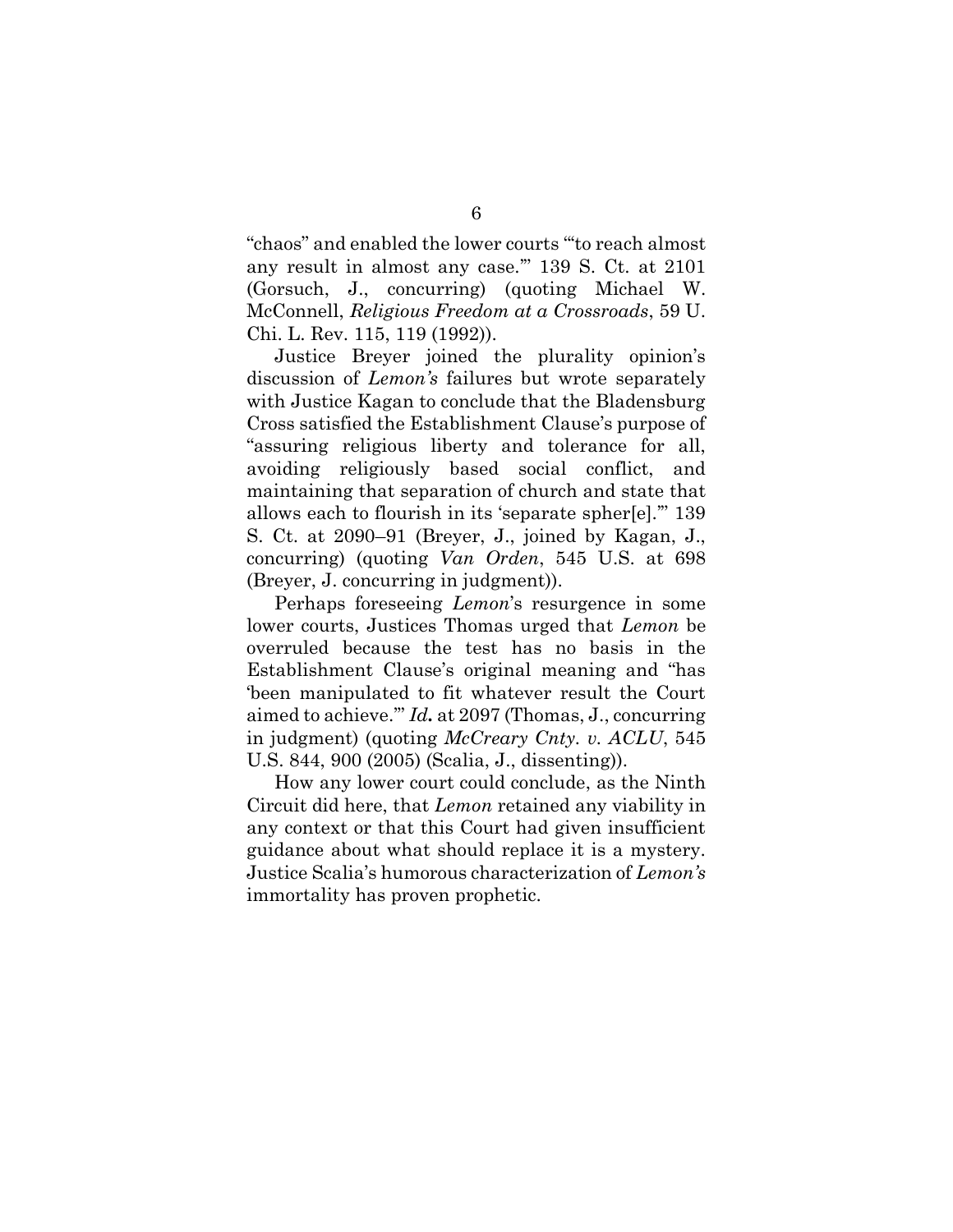"chaos" and enabled the lower courts "'to reach almost any result in almost any case.'" 139 S. Ct. at 2101 (Gorsuch, J., concurring) (quoting Michael W. McConnell, *Religious Freedom at a Crossroads*, 59 U. Chi. L. Rev. 115, 119 (1992)).

Justice Breyer joined the plurality opinion's discussion of *Lemon's* failures but wrote separately with Justice Kagan to conclude that the Bladensburg Cross satisfied the Establishment Clause's purpose of "assuring religious liberty and tolerance for all, avoiding religiously based social conflict, and maintaining that separation of church and state that allows each to flourish in its 'separate spher[e].'" 139 S. Ct. at 2090–91 (Breyer, J., joined by Kagan, J., concurring) (quoting *Van Orden*, 545 U.S. at 698 (Breyer, J. concurring in judgment)).

Perhaps foreseeing *Lemon*'s resurgence in some lower courts, Justices Thomas urged that *Lemon* be overruled because the test has no basis in the Establishment Clause's original meaning and "has 'been manipulated to fit whatever result the Court aimed to achieve.'" ***Id.*** at 2097 (Thomas, J., concurring in judgment) (quoting *McCreary Cnty. v. ACLU*, 545 U.S. 844, 900 (2005) (Scalia, J., dissenting)).

How any lower court could conclude, as the Ninth Circuit did here, that *Lemon* retained any viability in any context or that this Court had given insufficient guidance about what should replace it is a mystery. Justice Scalia's humorous characterization of *Lemon's* immortality has proven prophetic.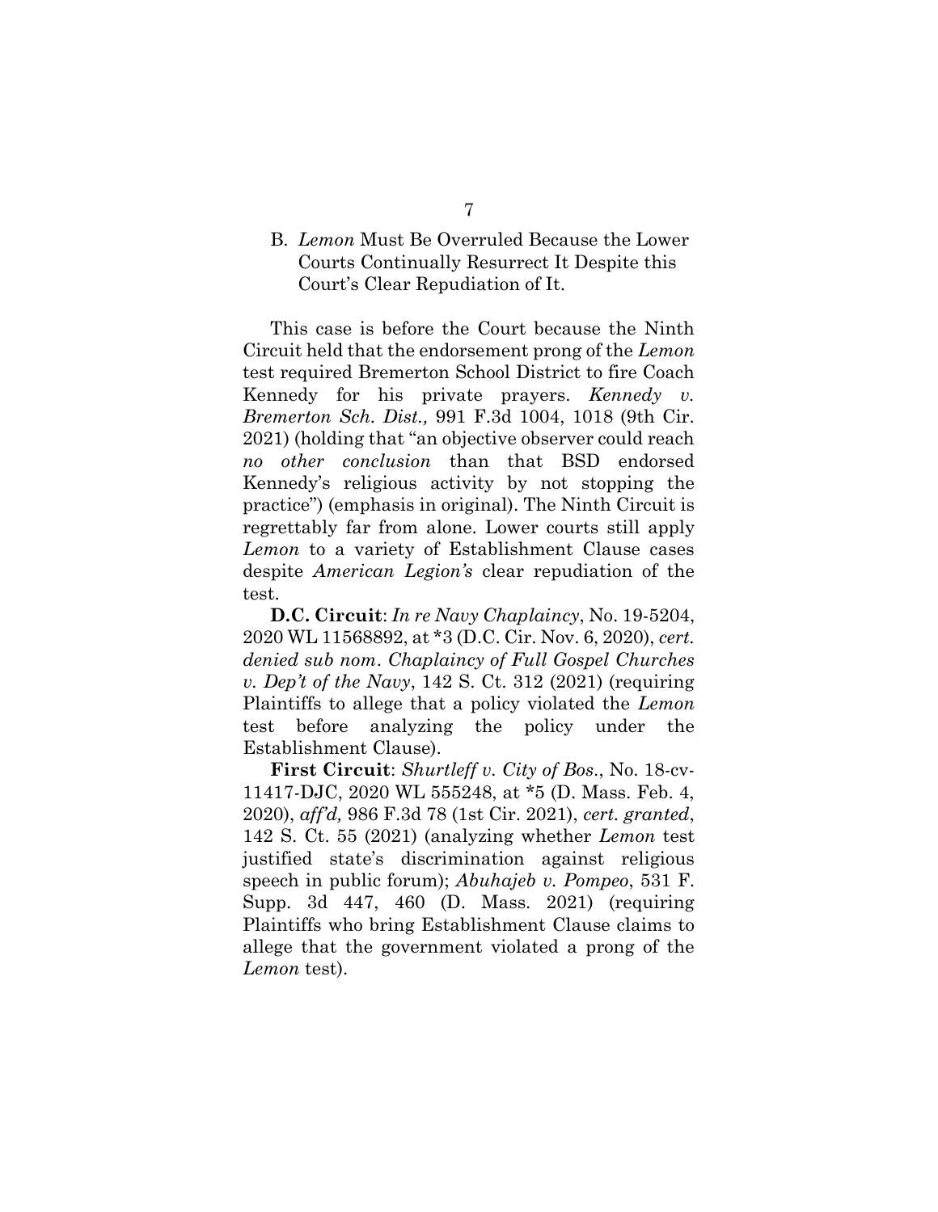### B. *Lemon* Must Be Overruled Because the Lower Courts Continually Resurrect It Despite this Court's Clear Repudiation of It.

This case is before the Court because the Ninth Circuit held that the endorsement prong of the *Lemon* test required Bremerton School District to fire Coach Kennedy for his private prayers. *Kennedy v. Bremerton Sch. Dist.,* 991 F.3d 1004, 1018 (9th Cir. 2021) (holding that "an objective observer could reach *no other conclusion* than that BSD endorsed Kennedy's religious activity by not stopping the practice") (emphasis in original). The Ninth Circuit is regrettably far from alone. Lower courts still apply *Lemon* to a variety of Establishment Clause cases despite *American Legion's* clear repudiation of the test.

**D.C. Circuit**: *In re Navy Chaplaincy*, No. 19-5204, 2020 WL 11568892, at *3 (D.C. Cir. Nov. 6, 2020), *cert. denied sub nom*. *Chaplaincy of Full Gospel Churches v. Dep't of the Navy*, 142 S. Ct. 312 (2021) (requiring Plaintiffs to allege that a policy violated the *Lemon* test before analyzing the policy under the Establishment Clause).

**First Circuit**: *Shurtleff v. City of Bos*., No. 18-cv-11417-DJC, 2020 WL 555248, at *5 (D. Mass. Feb. 4, 2020), *aff'd,* 986 F.3d 78 (1st Cir. 2021), *cert. granted*, 142 S. Ct. 55 (2021) (analyzing whether *Lemon* test justified state's discrimination against religious speech in public forum); *Abuhajeb v. Pompeo*, 531 F. Supp. 3d 447, 460 (D. Mass. 2021) (requiring Plaintiffs who bring Establishment Clause claims to allege that the government violated a prong of the *Lemon* test).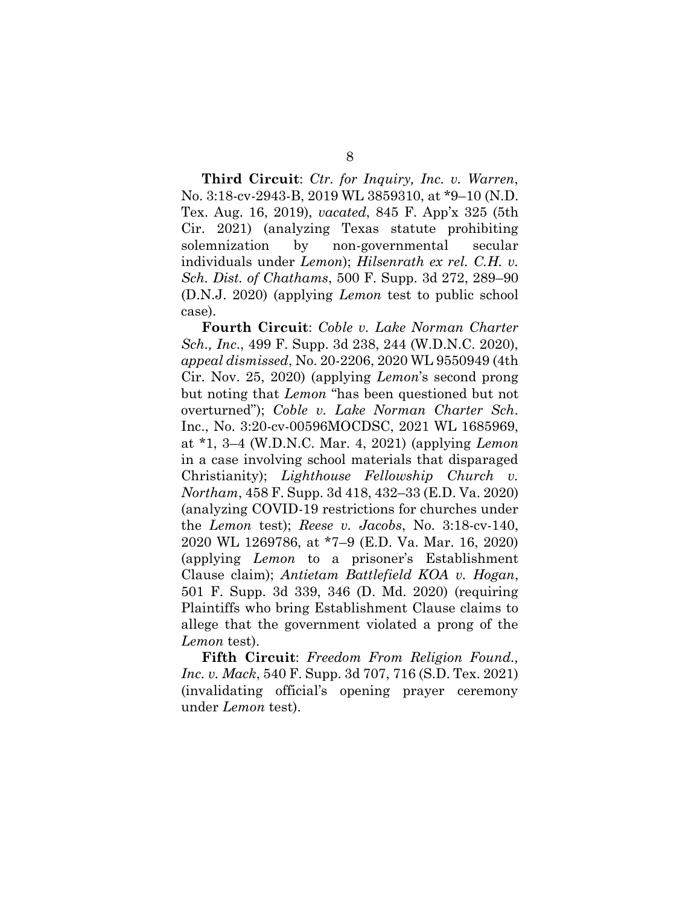**Third Circuit**: *Ctr. for Inquiry, Inc. v. Warren*, No. 3:18-cv-2943-B, 2019 WL 3859310, at *9–10 (N.D. Tex. Aug. 16, 2019), *vacated*, 845 F. App'x 325 (5th Cir. 2021) (analyzing Texas statute prohibiting solemnization by non-governmental secular individuals under *Lemon*); *Hilsenrath ex rel. C.H. v. Sch. Dist. of Chathams*, 500 F. Supp. 3d 272, 289–90 (D.N.J. 2020) (applying *Lemon* test to public school case).

**Fourth Circuit**: *Coble v. Lake Norman Charter Sch., Inc*., 499 F. Supp. 3d 238, 244 (W.D.N.C. 2020), *appeal dismissed*, No. 20-2206, 2020 WL 9550949 (4th Cir. Nov. 25, 2020) (applying *Lemon*'s second prong but noting that *Lemon* "has been questioned but not overturned"); *Coble v. Lake Norman Charter Sch*. Inc., No. 3:20-cv-00596MOCDSC, 2021 WL 1685969, at *1, 3–4 (W.D.N.C. Mar. 4, 2021) (applying *Lemon* in a case involving school materials that disparaged Christianity); *Lighthouse Fellowship Church v. Northam*, 458 F. Supp. 3d 418, 432–33 (E.D. Va. 2020) (analyzing COVID-19 restrictions for churches under the *Lemon* test); *Reese v. Jacobs*, No. 3:18-cv-140, 2020 WL 1269786, at *7–9 (E.D. Va. Mar. 16, 2020) (applying *Lemon* to a prisoner's Establishment Clause claim); *Antietam Battlefield KOA v. Hogan*, 501 F. Supp. 3d 339, 346 (D. Md. 2020) (requiring Plaintiffs who bring Establishment Clause claims to allege that the government violated a prong of the *Lemon* test).

**Fifth Circuit**: *Freedom From Religion Found., Inc. v. Mack*, 540 F. Supp. 3d 707, 716 (S.D. Tex. 2021) (invalidating official's opening prayer ceremony under *Lemon* test).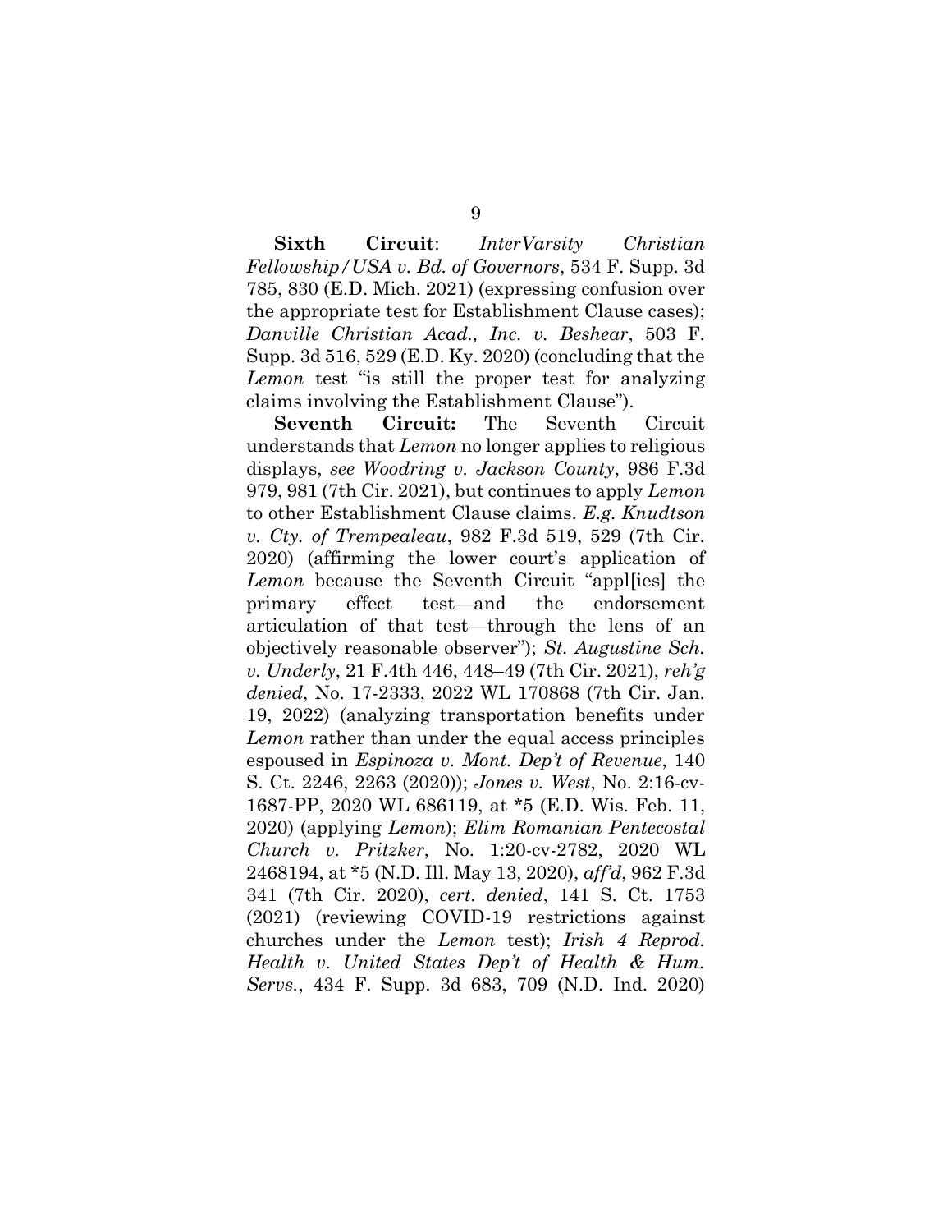**Sixth Circuit**: *InterVarsity Christian Fellowship/USA v. Bd. of Governors*, 534 F. Supp. 3d 785, 830 (E.D. Mich. 2021) (expressing confusion over the appropriate test for Establishment Clause cases); *Danville Christian Acad., Inc. v. Beshear*, 503 F. Supp. 3d 516, 529 (E.D. Ky. 2020) (concluding that the *Lemon* test "is still the proper test for analyzing claims involving the Establishment Clause").

**Seventh Circuit:** The Seventh Circuit understands that *Lemon* no longer applies to religious displays, *see Woodring v. Jackson County*, 986 F.3d 979, 981 (7th Cir. 2021), but continues to apply *Lemon* to other Establishment Clause claims. *E.g. Knudtson v. Cty. of Trempealeau*, 982 F.3d 519, 529 (7th Cir. 2020) (affirming the lower court's application of *Lemon* because the Seventh Circuit "appl[ies] the primary effect test—and the endorsement articulation of that test—through the lens of an objectively reasonable observer"); *St. Augustine Sch. v. Underly*, 21 F.4th 446, 448–49 (7th Cir. 2021), *reh'g denied*, No. 17-2333, 2022 WL 170868 (7th Cir. Jan. 19, 2022) (analyzing transportation benefits under *Lemon* rather than under the equal access principles espoused in *Espinoza v. Mont. Dep't of Revenue*, 140 S. Ct. 2246, 2263 (2020)); *Jones v. West*, No. 2:16-cv-1687-PP, 2020 WL 686119, at *5 (E.D. Wis. Feb. 11, 2020) (applying *Lemon*); *Elim Romanian Pentecostal Church v. Pritzker*, No. 1:20-cv-2782, 2020 WL 2468194, at *5 (N.D. Ill. May 13, 2020), *aff'd*, 962 F.3d 341 (7th Cir. 2020), *cert. denied*, 141 S. Ct. 1753 (2021) (reviewing COVID-19 restrictions against churches under the *Lemon* test); *Irish 4 Reprod. Health v. United States Dep't of Health & Hum. Servs.*, 434 F. Supp. 3d 683, 709 (N.D. Ind. 2020)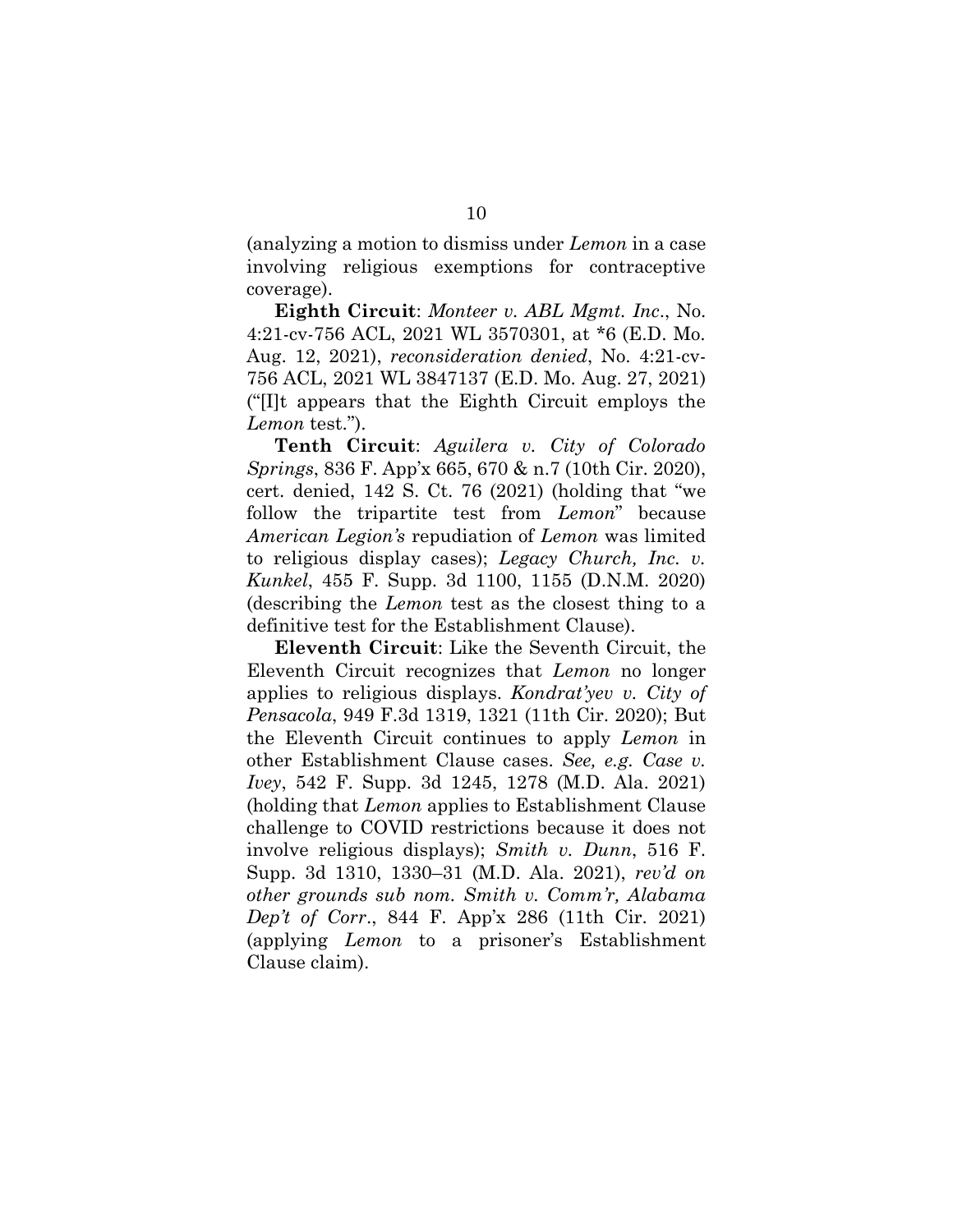(analyzing a motion to dismiss under *Lemon* in a case involving religious exemptions for contraceptive coverage).

**Eighth Circuit**: *Monteer v. ABL Mgmt. Inc*., No. 4:21-cv-756 ACL, 2021 WL 3570301, at *6 (E.D. Mo. Aug. 12, 2021), *reconsideration denied*, No. 4:21-cv-756 ACL, 2021 WL 3847137 (E.D. Mo. Aug. 27, 2021) ("[I]t appears that the Eighth Circuit employs the *Lemon* test.").

**Tenth Circuit**: *Aguilera v. City of Colorado Springs*, 836 F. App'x 665, 670 & n.7 (10th Cir. 2020), cert. denied, 142 S. Ct. 76 (2021) (holding that "we follow the tripartite test from *Lemon*" because *American Legion's* repudiation of *Lemon* was limited to religious display cases); *Legacy Church, Inc. v. Kunkel*, 455 F. Supp. 3d 1100, 1155 (D.N.M. 2020) (describing the *Lemon* test as the closest thing to a definitive test for the Establishment Clause).

**Eleventh Circuit**: Like the Seventh Circuit, the Eleventh Circuit recognizes that *Lemon* no longer applies to religious displays. *Kondrat'yev v. City of Pensacola*, 949 F.3d 1319, 1321 (11th Cir. 2020); But the Eleventh Circuit continues to apply *Lemon* in other Establishment Clause cases. *See, e.g. Case v. Ivey*, 542 F. Supp. 3d 1245, 1278 (M.D. Ala. 2021) (holding that *Lemon* applies to Establishment Clause challenge to COVID restrictions because it does not involve religious displays); *Smith v. Dunn*, 516 F. Supp. 3d 1310, 1330–31 (M.D. Ala. 2021), *rev'd on other grounds sub nom. Smith v. Comm'r, Alabama Dep't of Corr*., 844 F. App'x 286 (11th Cir. 2021) (applying *Lemon* to a prisoner's Establishment Clause claim).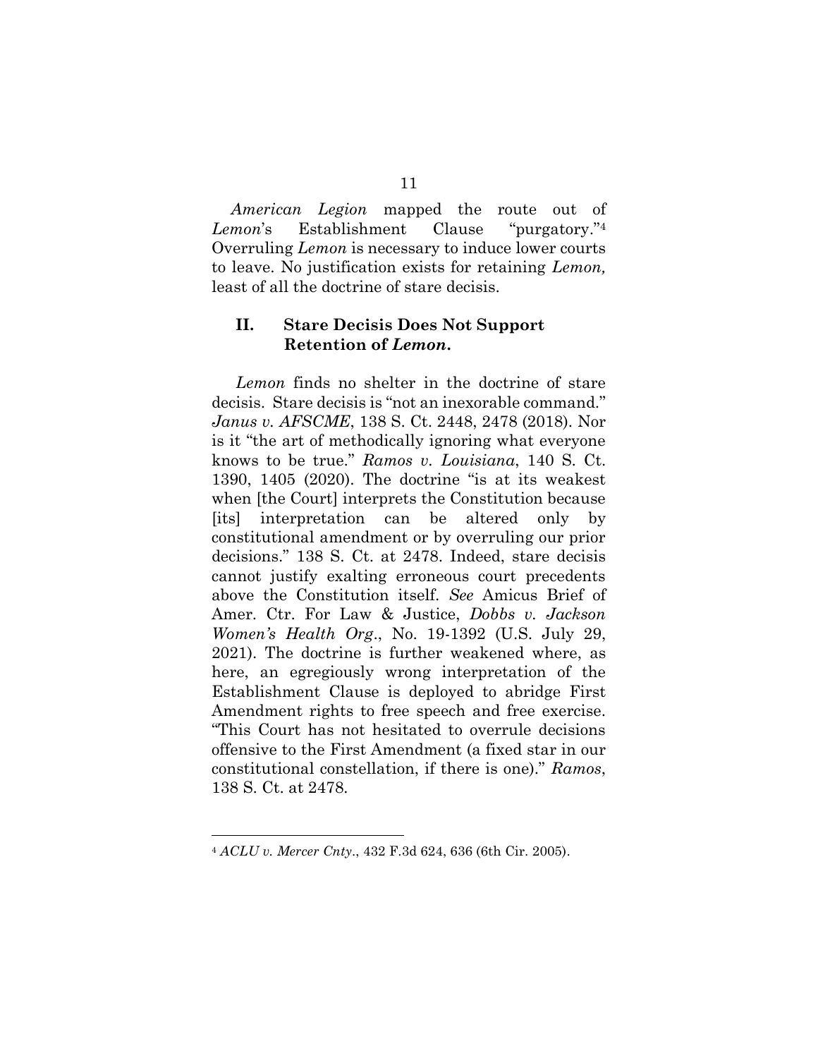*American Legion* mapped the route out of *Lemon*'s Establishment Clause "purgatory."[4] Overruling *Lemon* is necessary to induce lower courts to leave. No justification exists for retaining *Lemon,* least of all the doctrine of stare decisis.

## II. Stare Decisis Does Not Support Retention of *Lemon*.

*Lemon* finds no shelter in the doctrine of stare decisis. Stare decisis is "not an inexorable command." *Janus v. AFSCME*, 138 S. Ct. 2448, 2478 (2018). Nor is it "the art of methodically ignoring what everyone knows to be true." *Ramos v. Louisiana*, 140 S. Ct. 1390, 1405 (2020). The doctrine "is at its weakest when [the Court] interprets the Constitution because [its] interpretation can be altered only by constitutional amendment or by overruling our prior decisions." 138 S. Ct. at 2478. Indeed, stare decisis cannot justify exalting erroneous court precedents above the Constitution itself. *See* Amicus Brief of Amer. Ctr. For Law & Justice, *Dobbs v. Jackson Women's Health Org*., No. 19-1392 (U.S. July 29, 2021). The doctrine is further weakened where, as here, an egregiously wrong interpretation of the Establishment Clause is deployed to abridge First Amendment rights to free speech and free exercise. "This Court has not hesitated to overrule decisions offensive to the First Amendment (a fixed star in our constitutional constellation, if there is one)." *Ramos*, 138 S. Ct. at 2478.

---

[4] *ACLU v. Mercer Cnty*., 432 F.3d 624, 636 (6th Cir. 2005).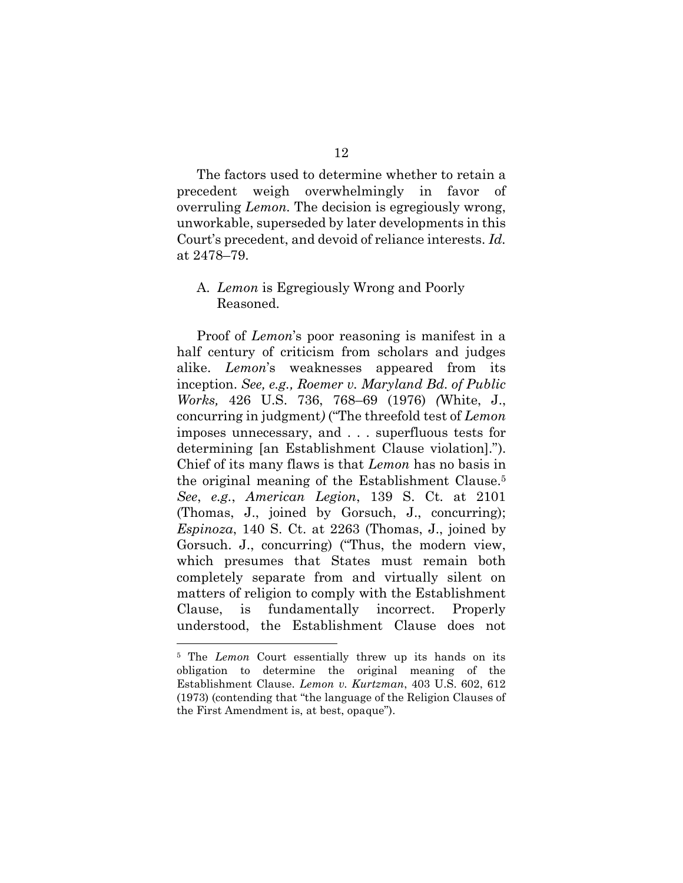The factors used to determine whether to retain a precedent weigh overwhelmingly in favor of overruling *Lemon.* The decision is egregiously wrong, unworkable, superseded by later developments in this Court's precedent, and devoid of reliance interests. *Id.* at 2478–79.

### A. *Lemon* is Egregiously Wrong and Poorly Reasoned.

Proof of *Lemon*'s poor reasoning is manifest in a half century of criticism from scholars and judges alike. *Lemon*'s weaknesses appeared from its inception. *See, e.g., Roemer v. Maryland Bd. of Public Works,* 426 U.S. 736, 768–69 (1976) (White, J., concurring in judgment) ("The threefold test of *Lemon* imposes unnecessary, and . . . superfluous tests for determining [an Establishment Clause violation]."). Chief of its many flaws is that *Lemon* has no basis in the original meaning of the Establishment Clause.[5] *See*, *e.g.*, *American Legion*, 139 S. Ct. at 2101 (Thomas, J., joined by Gorsuch, J., concurring); *Espinoza*, 140 S. Ct. at 2263 (Thomas, J., joined by Gorsuch. J., concurring) ("Thus, the modern view, which presumes that States must remain both completely separate from and virtually silent on matters of religion to comply with the Establishment Clause, is fundamentally incorrect. Properly understood, the Establishment Clause does not

---

[5] The *Lemon* Court essentially threw up its hands on its obligation to determine the original meaning of the Establishment Clause. *Lemon v. Kurtzman*, 403 U.S. 602, 612 (1973) (contending that "the language of the Religion Clauses of the First Amendment is, at best, opaque").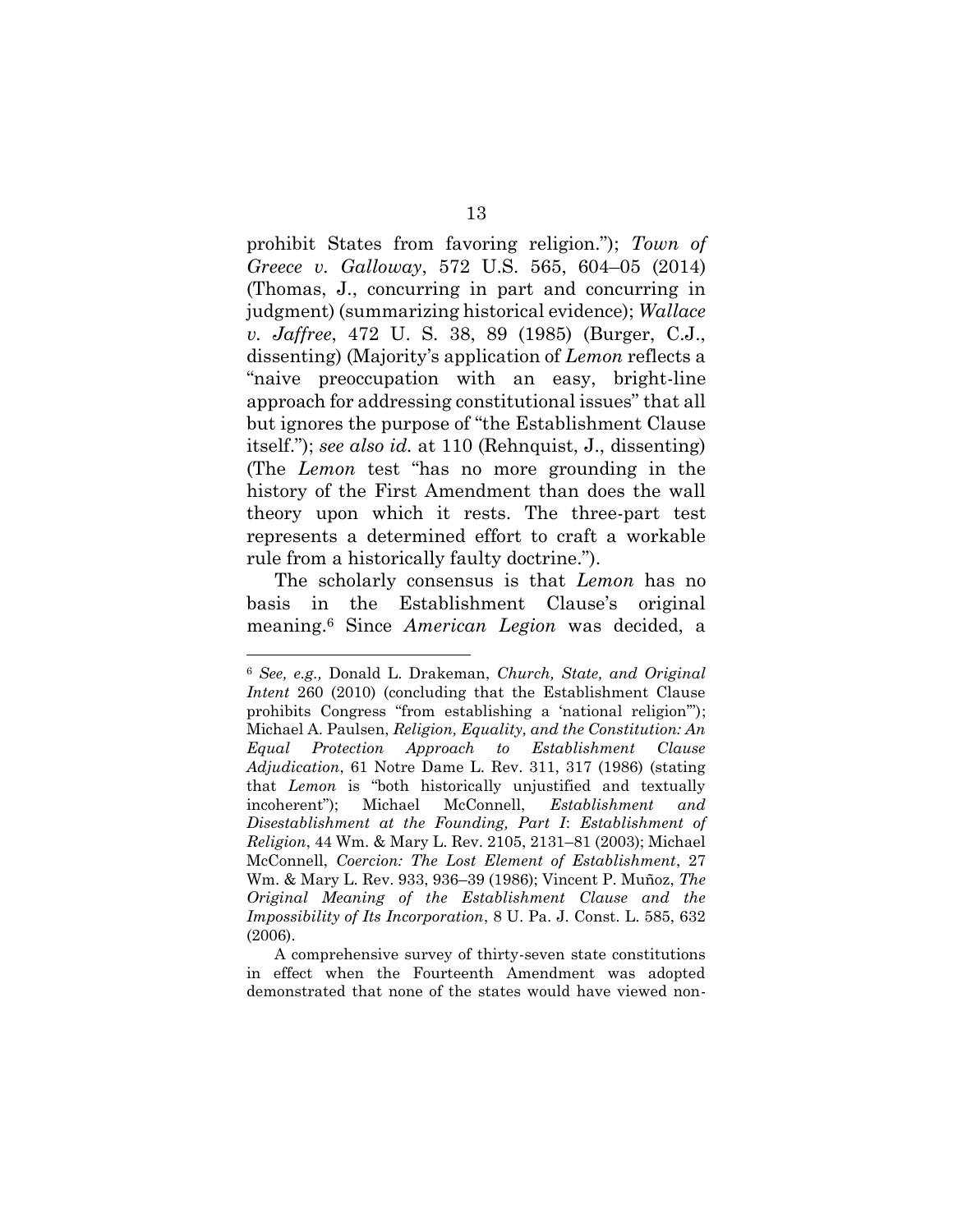prohibit States from favoring religion."); *Town of Greece v. Galloway*, 572 U.S. 565, 604–05 (2014) (Thomas, J., concurring in part and concurring in judgment) (summarizing historical evidence); *Wallace v. Jaffree*, 472 U. S. 38, 89 (1985) (Burger, C.J., dissenting) (Majority's application of *Lemon* reflects a "naive preoccupation with an easy, bright-line approach for addressing constitutional issues" that all but ignores the purpose of "the Establishment Clause itself."); *see also id.* at 110 (Rehnquist, J., dissenting) (The *Lemon* test "has no more grounding in the history of the First Amendment than does the wall theory upon which it rests. The three-part test represents a determined effort to craft a workable rule from a historically faulty doctrine.").

The scholarly consensus is that *Lemon* has no basis in the Establishment Clause's original meaning.[6] Since *American Legion* was decided, a

---

[6] *See, e.g.,* Donald L. Drakeman, *Church, State, and Original Intent* 260 (2010) (concluding that the Establishment Clause prohibits Congress "from establishing a 'national religion'"); Michael A. Paulsen, *Religion, Equality, and the Constitution: An Equal Protection Approach to Establishment Clause Adjudication*, 61 Notre Dame L. Rev. 311, 317 (1986) (stating that *Lemon* is "both historically unjustified and textually incoherent"); Michael McConnell, *Establishment and Disestablishment at the Founding, Part I*: *Establishment of Religion*, 44 Wm. & Mary L. Rev. 2105, 2131–81 (2003); Michael McConnell, *Coercion: The Lost Element of Establishment*, 27 Wm. & Mary L. Rev. 933, 936–39 (1986); Vincent P. Muñoz, *The Original Meaning of the Establishment Clause and the Impossibility of Its Incorporation*, 8 U. Pa. J. Const. L. 585, 632 (2006).

A comprehensive survey of thirty-seven state constitutions in effect when the Fourteenth Amendment was adopted demonstrated that none of the states would have viewed non-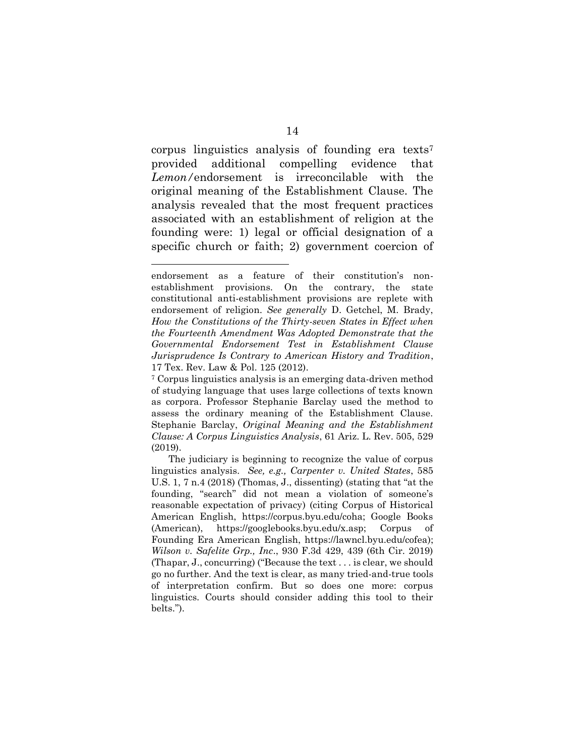corpus linguistics analysis of founding era texts[7] provided additional compelling evidence that *Lemon/*endorsement is irreconcilable with the original meaning of the Establishment Clause. The analysis revealed that the most frequent practices associated with an establishment of religion at the founding were: 1) legal or official designation of a specific church or faith; 2) government coercion of

---

endorsement as a feature of their constitution's non-establishment provisions. On the contrary, the state constitutional anti-establishment provisions are replete with endorsement of religion. *See generally* D. Getchel, M. Brady, *How the Constitutions of the Thirty-seven States in Effect when the Fourteenth Amendment Was Adopted Demonstrate that the Governmental Endorsement Test in Establishment Clause Jurisprudence Is Contrary to American History and Tradition*, 17 Tex. Rev. Law & Pol. 125 (2012).

[7] Corpus linguistics analysis is an emerging data-driven method of studying language that uses large collections of texts known as corpora. Professor Stephanie Barclay used the method to assess the ordinary meaning of the Establishment Clause. Stephanie Barclay, *Original Meaning and the Establishment Clause: A Corpus Linguistics Analysis*, 61 Ariz. L. Rev. 505, 529 (2019).

The judiciary is beginning to recognize the value of corpus linguistics analysis. *See, e.g., Carpenter v. United States*, 585 U.S. 1, 7 n.4 (2018) (Thomas, J., dissenting) (stating that "at the founding, "search" did not mean a violation of someone's reasonable expectation of privacy) (citing Corpus of Historical American English, https://corpus.byu.edu/coha; Google Books (American), https://googlebooks.byu.edu/x.asp; Corpus of Founding Era American English, https://lawncl.byu.edu/cofea); *Wilson v. Safelite Grp., Inc*., 930 F.3d 429, 439 (6th Cir. 2019) (Thapar, J., concurring) ("Because the text . . . is clear, we should go no further. And the text is clear, as many tried-and-true tools of interpretation confirm. But so does one more: corpus linguistics. Courts should consider adding this tool to their belts.").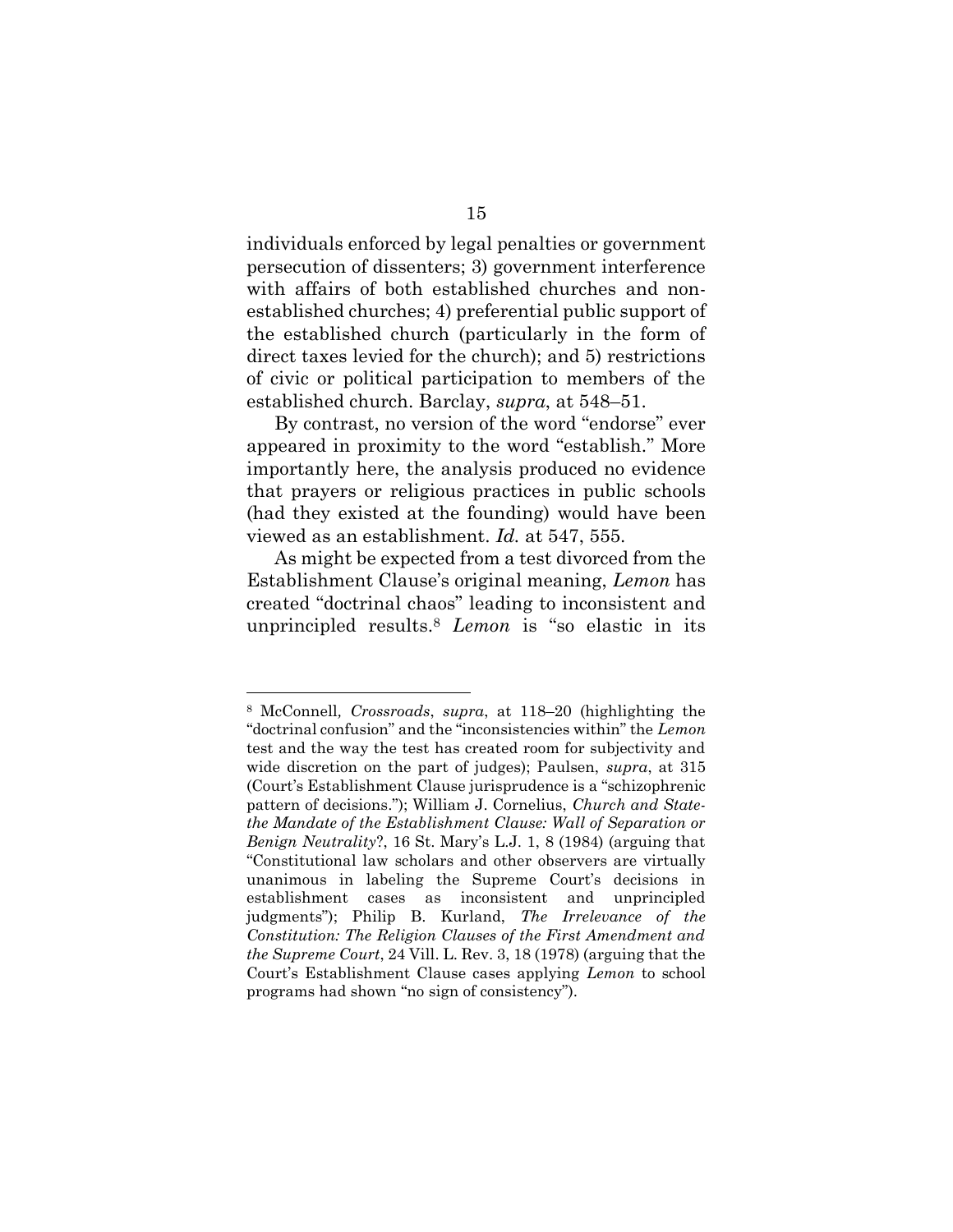individuals enforced by legal penalties or government persecution of dissenters; 3) government interference with affairs of both established churches and non-established churches; 4) preferential public support of the established church (particularly in the form of direct taxes levied for the church); and 5) restrictions of civic or political participation to members of the established church. Barclay, *supra*, at 548–51.

By contrast, no version of the word "endorse" ever appeared in proximity to the word "establish." More importantly here, the analysis produced no evidence that prayers or religious practices in public schools (had they existed at the founding) would have been viewed as an establishment. *Id.* at 547, 555.

As might be expected from a test divorced from the Establishment Clause's original meaning, *Lemon* has created "doctrinal chaos" leading to inconsistent and unprincipled results.[8] *Lemon* is "so elastic in its

---

[8] McConnell*, Crossroads*, *supra*, at 118–20 (highlighting the "doctrinal confusion" and the "inconsistencies within" the *Lemon* test and the way the test has created room for subjectivity and wide discretion on the part of judges); Paulsen, *supra*, at 315 (Court's Establishment Clause jurisprudence is a "schizophrenic pattern of decisions."); William J. Cornelius, *Church and State-the Mandate of the Establishment Clause: Wall of Separation or Benign Neutrality*?, 16 St. Mary's L.J. 1, 8 (1984) (arguing that "Constitutional law scholars and other observers are virtually unanimous in labeling the Supreme Court's decisions in establishment cases as inconsistent and unprincipled judgments"); Philip B. Kurland, *The Irrelevance of the Constitution: The Religion Clauses of the First Amendment and the Supreme Court*, 24 Vill. L. Rev. 3, 18 (1978) (arguing that the Court's Establishment Clause cases applying *Lemon* to school programs had shown "no sign of consistency").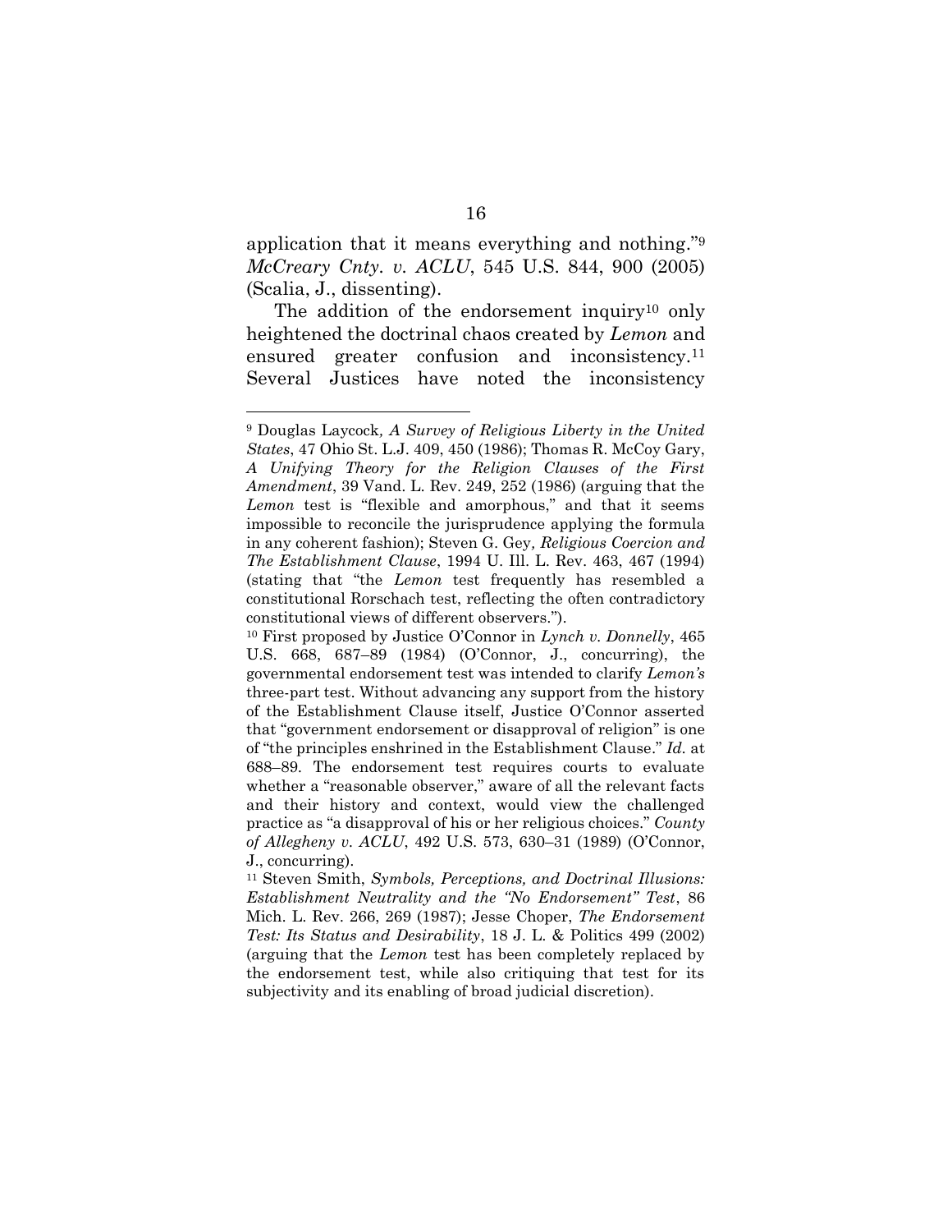application that it means everything and nothing."[9] *McCreary Cnty. v. ACLU*, 545 U.S. 844, 900 (2005) (Scalia, J., dissenting).

The addition of the endorsement inquiry[10] only heightened the doctrinal chaos created by *Lemon* and ensured greater confusion and inconsistency.[11] Several Justices have noted the inconsistency

---

[9] Douglas Laycock*, A Survey of Religious Liberty in the United States*, 47 Ohio St. L.J. 409, 450 (1986); Thomas R. McCoy Gary, *A Unifying Theory for the Religion Clauses of the First Amendment*, 39 Vand. L. Rev. 249, 252 (1986) (arguing that the *Lemon* test is "flexible and amorphous," and that it seems impossible to reconcile the jurisprudence applying the formula in any coherent fashion); Steven G. Gey*, Religious Coercion and The Establishment Clause*, 1994 U. Ill. L. Rev. 463, 467 (1994) (stating that "the *Lemon* test frequently has resembled a constitutional Rorschach test, reflecting the often contradictory constitutional views of different observers.").

[10] First proposed by Justice O'Connor in *Lynch v. Donnelly*, 465 U.S. 668, 687–89 (1984) (O'Connor, J., concurring), the governmental endorsement test was intended to clarify *Lemon's* three-part test. Without advancing any support from the history of the Establishment Clause itself, Justice O'Connor asserted that "government endorsement or disapproval of religion" is one of "the principles enshrined in the Establishment Clause." *Id.* at 688–89. The endorsement test requires courts to evaluate whether a "reasonable observer," aware of all the relevant facts and their history and context, would view the challenged practice as "a disapproval of his or her religious choices." *County of Allegheny v. ACLU*, 492 U.S. 573, 630–31 (1989) (O'Connor, J., concurring).

[11] Steven Smith, *Symbols, Perceptions, and Doctrinal Illusions: Establishment Neutrality and the "No Endorsement" Test*, 86 Mich. L. Rev. 266, 269 (1987); Jesse Choper, *The Endorsement Test: Its Status and Desirability*, 18 J. L. & Politics 499 (2002) (arguing that the *Lemon* test has been completely replaced by the endorsement test, while also critiquing that test for its subjectivity and its enabling of broad judicial discretion).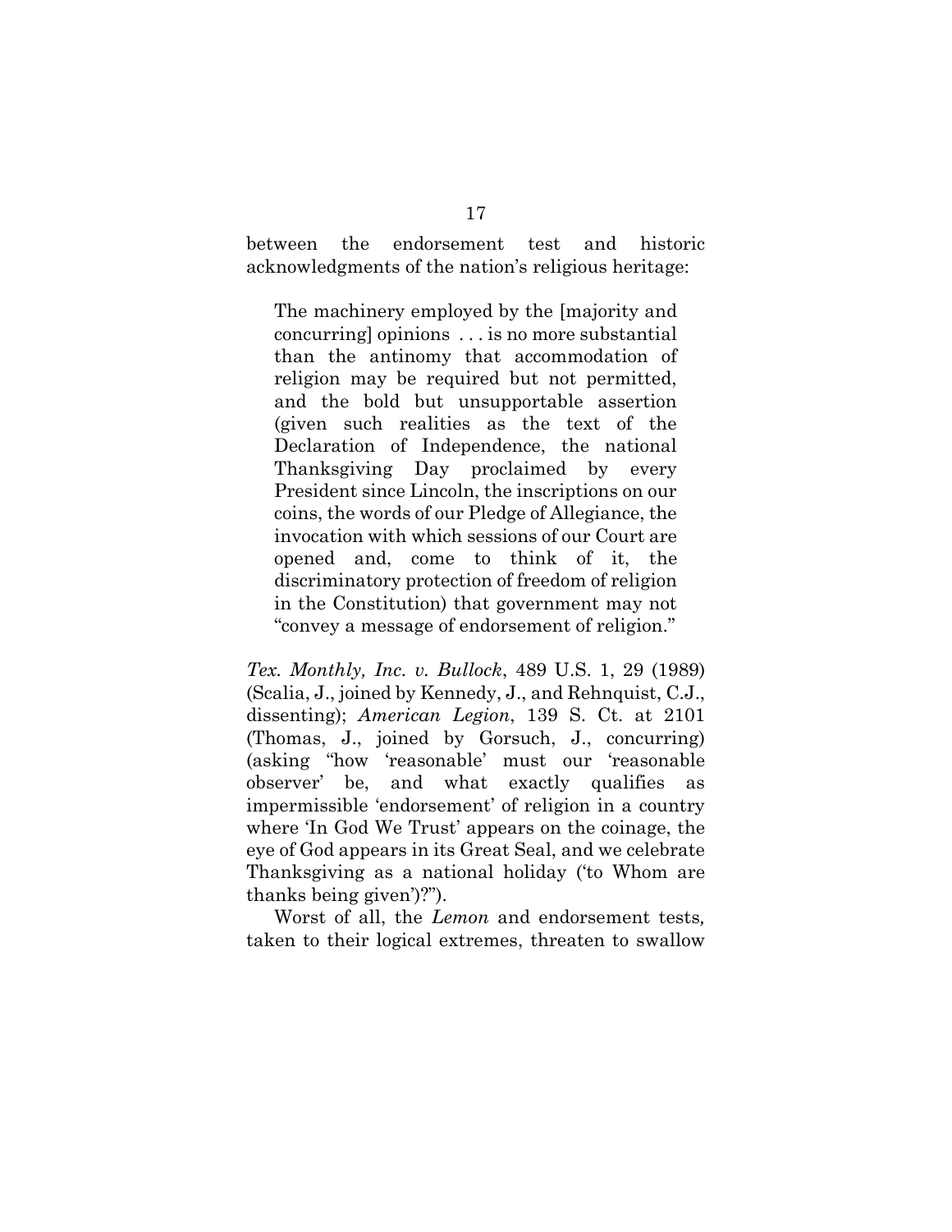between the endorsement test and historic acknowledgments of the nation's religious heritage:

> The machinery employed by the [majority and concurring] opinions . . . is no more substantial than the antinomy that accommodation of religion may be required but not permitted, and the bold but unsupportable assertion (given such realities as the text of the Declaration of Independence, the national Thanksgiving Day proclaimed by every President since Lincoln, the inscriptions on our coins, the words of our Pledge of Allegiance, the invocation with which sessions of our Court are opened and, come to think of it, the discriminatory protection of freedom of religion in the Constitution) that government may not "convey a message of endorsement of religion."

*Tex. Monthly, Inc. v. Bullock*, 489 U.S. 1, 29 (1989) (Scalia, J., joined by Kennedy, J., and Rehnquist, C.J., dissenting); *American Legion*, 139 S. Ct. at 2101 (Thomas, J., joined by Gorsuch, J., concurring) (asking "how 'reasonable' must our 'reasonable observer' be, and what exactly qualifies as impermissible 'endorsement' of religion in a country where 'In God We Trust' appears on the coinage, the eye of God appears in its Great Seal, and we celebrate Thanksgiving as a national holiday ('to Whom are thanks being given')?").

Worst of all, the *Lemon* and endorsement tests, taken to their logical extremes, threaten to swallow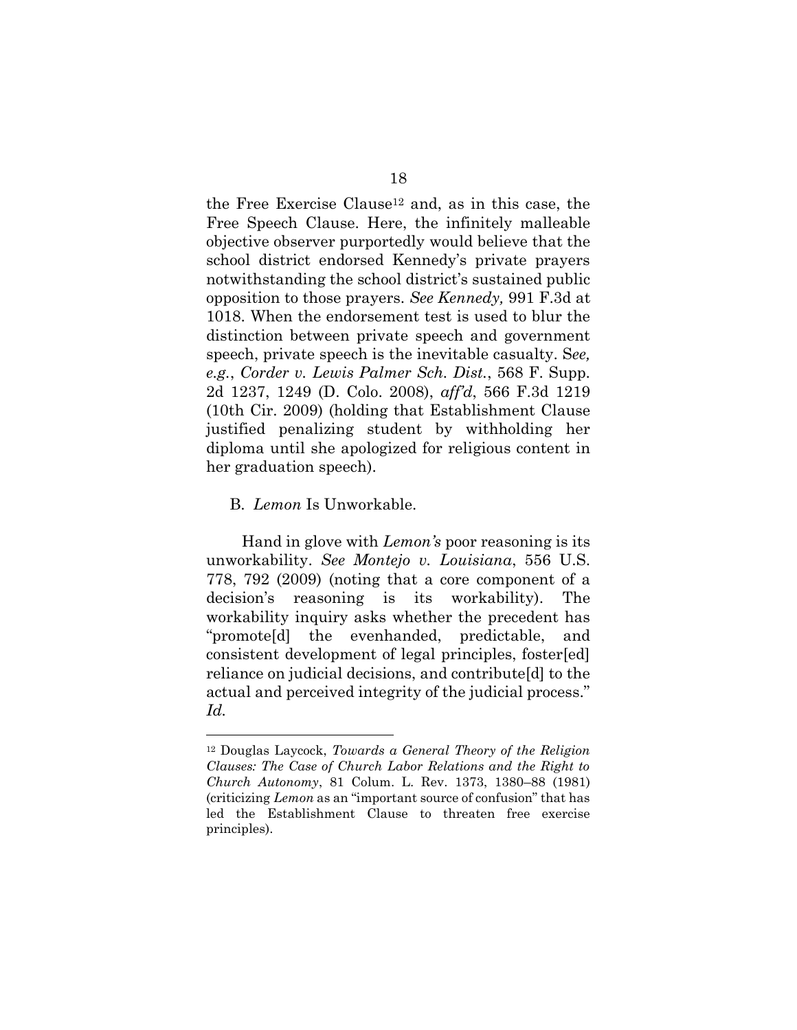the Free Exercise Clause[12] and, as in this case, the Free Speech Clause. Here, the infinitely malleable objective observer purportedly would believe that the school district endorsed Kennedy's private prayers notwithstanding the school district's sustained public opposition to those prayers. *See Kennedy,* 991 F.3d at 1018. When the endorsement test is used to blur the distinction between private speech and government speech, private speech is the inevitable casualty. S*ee, e.g.*, *Corder v. Lewis Palmer Sch. Dist.*, 568 F. Supp. 2d 1237, 1249 (D. Colo. 2008), *aff'd*, 566 F.3d 1219 (10th Cir. 2009) (holding that Establishment Clause justified penalizing student by withholding her diploma until she apologized for religious content in her graduation speech).

B. *Lemon* Is Unworkable.

Hand in glove with *Lemon's* poor reasoning is its unworkability. *See Montejo v. Louisiana*, 556 U.S. 778, 792 (2009) (noting that a core component of a decision's reasoning is its workability). The workability inquiry asks whether the precedent has "promote[d] the evenhanded, predictable, and consistent development of legal principles, foster[ed] reliance on judicial decisions, and contribute[d] to the actual and perceived integrity of the judicial process." *Id.*

---

[12] Douglas Laycock, *Towards a General Theory of the Religion Clauses: The Case of Church Labor Relations and the Right to Church Autonomy*, 81 Colum. L. Rev. 1373, 1380–88 (1981) (criticizing *Lemon* as an "important source of confusion" that has led the Establishment Clause to threaten free exercise principles).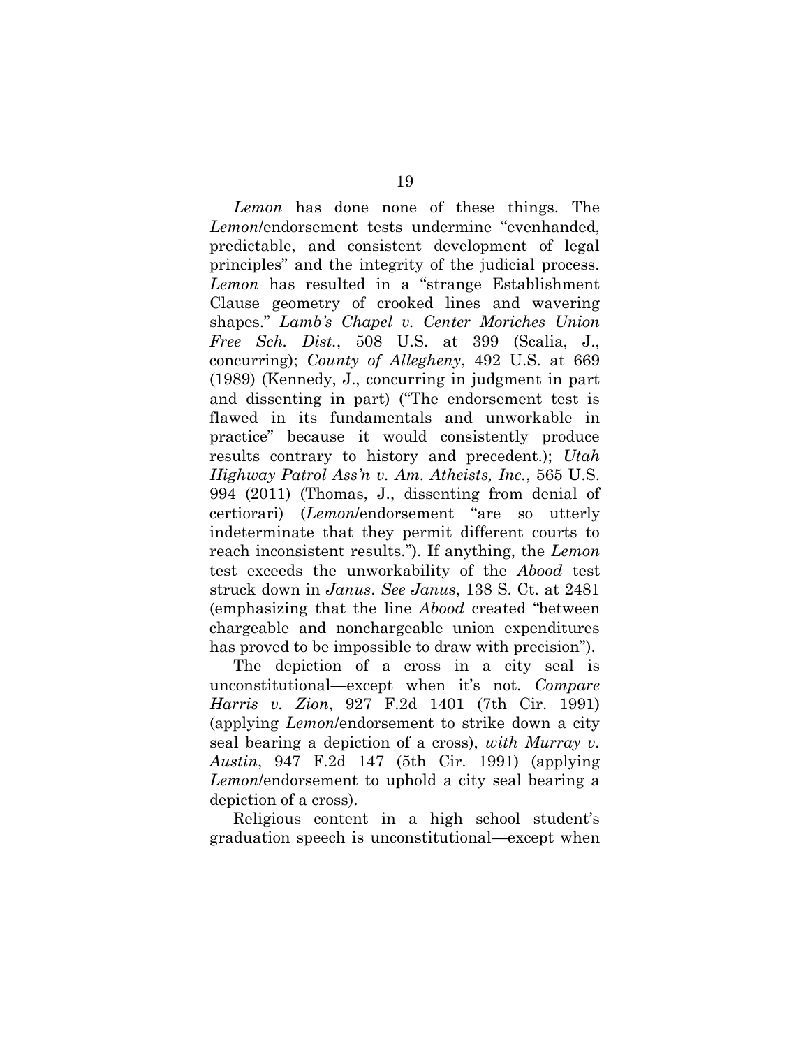*Lemon* has done none of these things. The *Lemon*/endorsement tests undermine "evenhanded, predictable, and consistent development of legal principles" and the integrity of the judicial process. *Lemon* has resulted in a "strange Establishment Clause geometry of crooked lines and wavering shapes." *Lamb's Chapel v. Center Moriches Union Free Sch. Dist.*, 508 U.S. at 399 (Scalia, J., concurring); *County of Allegheny*, 492 U.S. at 669 (1989) (Kennedy, J., concurring in judgment in part and dissenting in part) ("The endorsement test is flawed in its fundamentals and unworkable in practice" because it would consistently produce results contrary to history and precedent.); *Utah Highway Patrol Ass'n v. Am. Atheists, Inc.*, 565 U.S. 994 (2011) (Thomas, J., dissenting from denial of certiorari) (*Lemon*/endorsement "are so utterly indeterminate that they permit different courts to reach inconsistent results."). If anything, the *Lemon* test exceeds the unworkability of the *Abood* test struck down in *Janus*. *See Janus*, 138 S. Ct. at 2481 (emphasizing that the line *Abood* created "between chargeable and nonchargeable union expenditures has proved to be impossible to draw with precision").

The depiction of a cross in a city seal is unconstitutional—except when it's not. *Compare Harris v. Zion*, 927 F.2d 1401 (7th Cir. 1991) (applying *Lemon*/endorsement to strike down a city seal bearing a depiction of a cross), *with Murray v. Austin*, 947 F.2d 147 (5th Cir. 1991) (applying *Lemon*/endorsement to uphold a city seal bearing a depiction of a cross).

Religious content in a high school student's graduation speech is unconstitutional—except when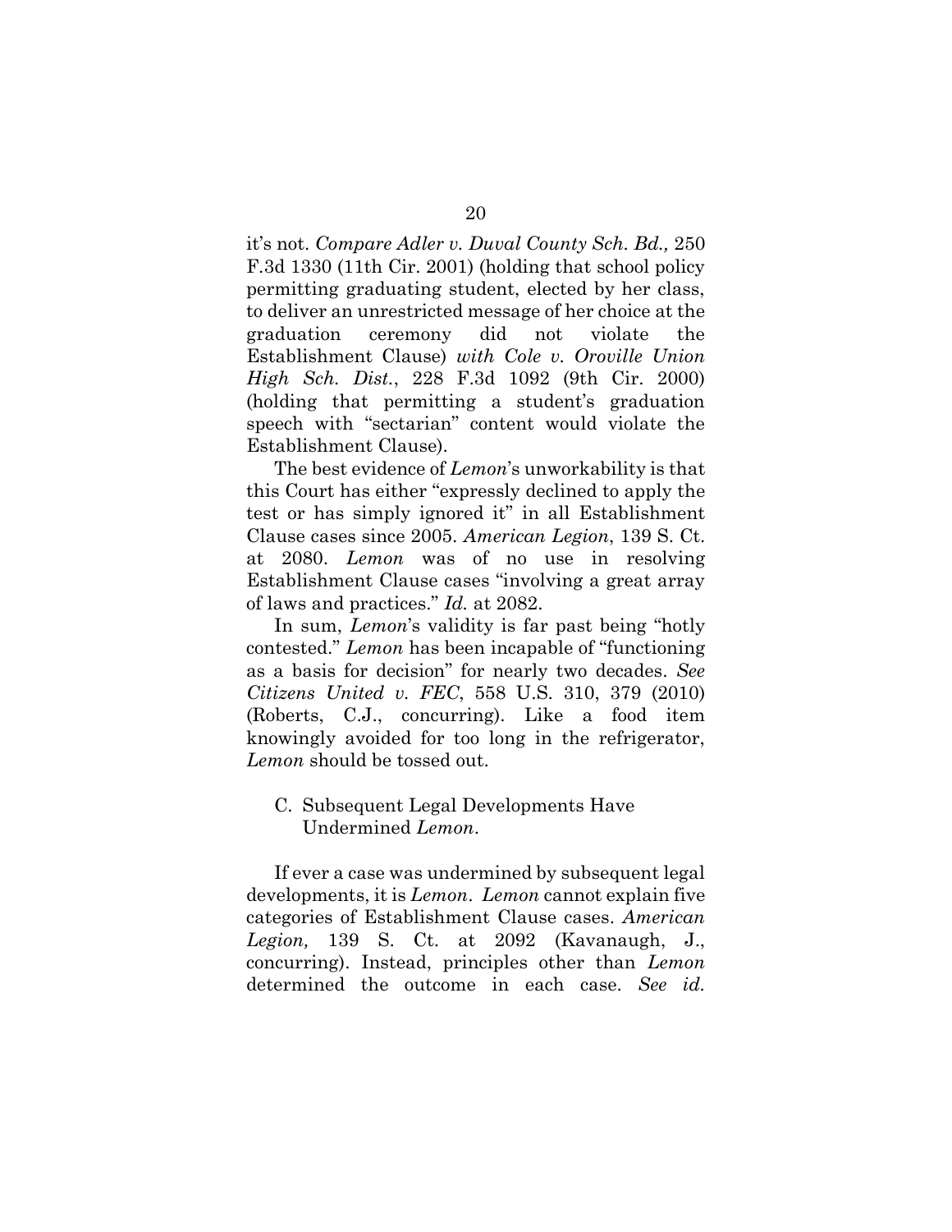it's not. *Compare Adler v. Duval County Sch. Bd.,* 250 F.3d 1330 (11th Cir. 2001) (holding that school policy permitting graduating student, elected by her class, to deliver an unrestricted message of her choice at the graduation ceremony did not violate the Establishment Clause) *with Cole v. Oroville Union High Sch. Dist.*, 228 F.3d 1092 (9th Cir. 2000) (holding that permitting a student's graduation speech with "sectarian" content would violate the Establishment Clause).

The best evidence of *Lemon*'s unworkability is that this Court has either "expressly declined to apply the test or has simply ignored it" in all Establishment Clause cases since 2005. *American Legion*, 139 S. Ct. at 2080. *Lemon* was of no use in resolving Establishment Clause cases "involving a great array of laws and practices." *Id.* at 2082.

In sum, *Lemon*'s validity is far past being "hotly contested." *Lemon* has been incapable of "functioning as a basis for decision" for nearly two decades. *See Citizens United v. FEC*, 558 U.S. 310, 379 (2010) (Roberts, C.J., concurring). Like a food item knowingly avoided for too long in the refrigerator, *Lemon* should be tossed out.

### C. Subsequent Legal Developments Have Undermined *Lemon*.

If ever a case was undermined by subsequent legal developments, it is *Lemon*. *Lemon* cannot explain five categories of Establishment Clause cases. *American Legion,* 139 S. Ct. at 2092 (Kavanaugh, J., concurring). Instead, principles other than *Lemon* determined the outcome in each case. *See id.*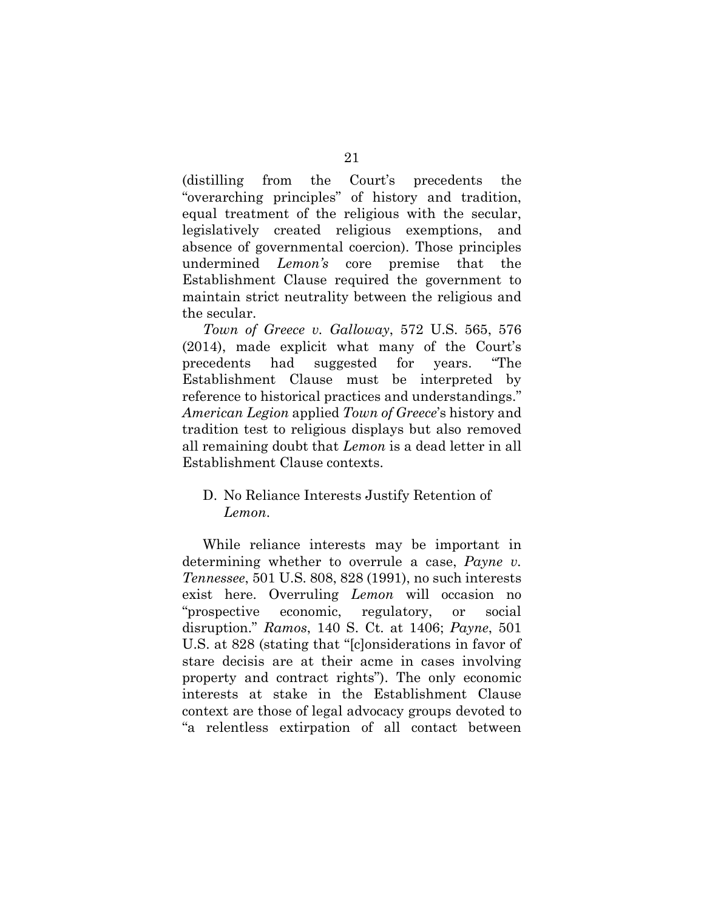(distilling from the Court's precedents the "overarching principles" of history and tradition, equal treatment of the religious with the secular, legislatively created religious exemptions, and absence of governmental coercion). Those principles undermined *Lemon's* core premise that the Establishment Clause required the government to maintain strict neutrality between the religious and the secular.

*Town of Greece v. Galloway*, 572 U.S. 565, 576 (2014), made explicit what many of the Court's precedents had suggested for years. "The Establishment Clause must be interpreted by reference to historical practices and understandings." *American Legion* applied *Town of Greece*'s history and tradition test to religious displays but also removed all remaining doubt that *Lemon* is a dead letter in all Establishment Clause contexts.

### D. No Reliance Interests Justify Retention of *Lemon*.

While reliance interests may be important in determining whether to overrule a case, *Payne v. Tennessee*, 501 U.S. 808, 828 (1991), no such interests exist here. Overruling *Lemon* will occasion no "prospective economic, regulatory, or social disruption." *Ramos*, 140 S. Ct. at 1406; *Payne*, 501 U.S. at 828 (stating that "[c]onsiderations in favor of stare decisis are at their acme in cases involving property and contract rights"). The only economic interests at stake in the Establishment Clause context are those of legal advocacy groups devoted to "a relentless extirpation of all contact between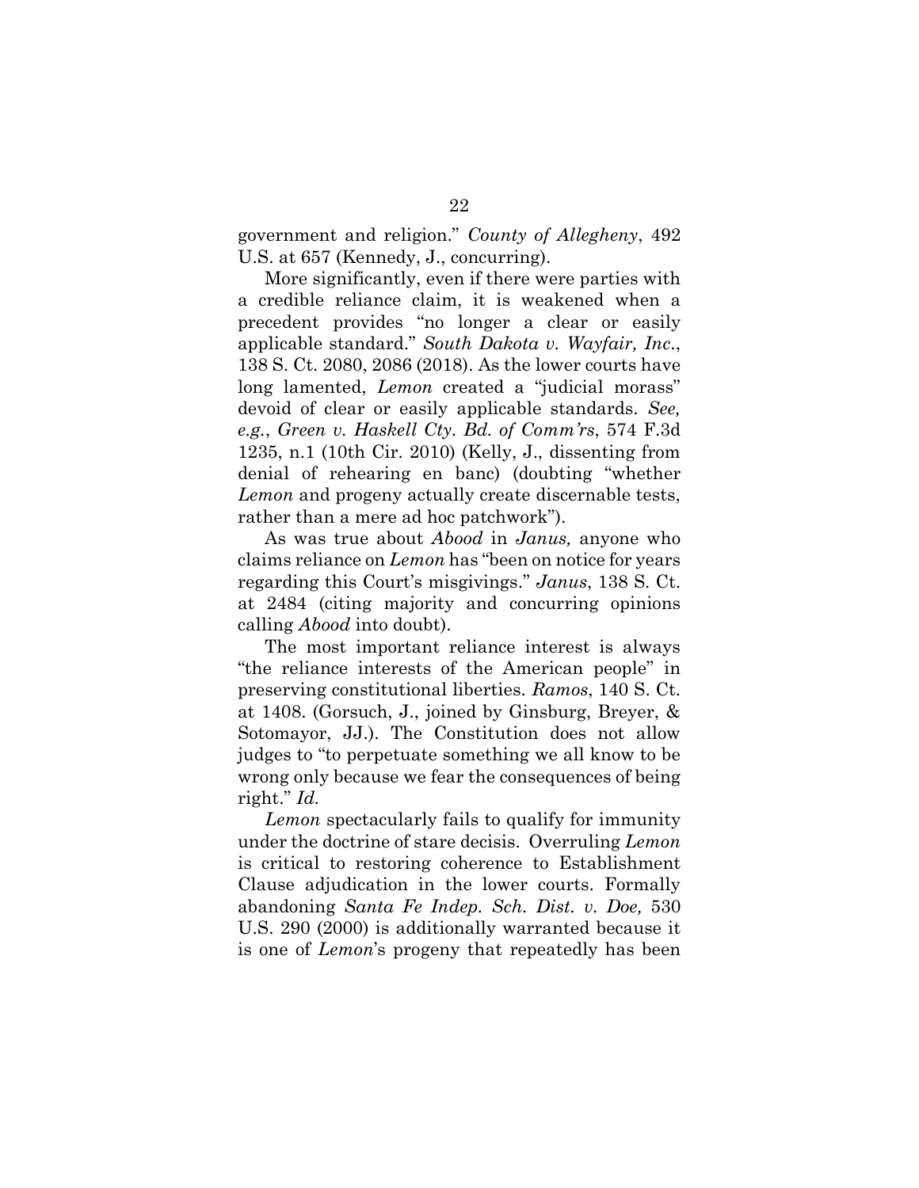government and religion." *County of Allegheny*, 492 U.S. at 657 (Kennedy, J., concurring).

More significantly, even if there were parties with a credible reliance claim, it is weakened when a precedent provides "no longer a clear or easily applicable standard." *South Dakota v. Wayfair, Inc.*, 138 S. Ct. 2080, 2086 (2018). As the lower courts have long lamented, *Lemon* created a "judicial morass" devoid of clear or easily applicable standards. *See, e.g.*, *Green v. Haskell Cty. Bd. of Comm'rs*, 574 F.3d 1235, n.1 (10th Cir. 2010) (Kelly, J., dissenting from denial of rehearing en banc) (doubting "whether *Lemon* and progeny actually create discernable tests, rather than a mere ad hoc patchwork").

As was true about *Abood* in *Janus,* anyone who claims reliance on *Lemon* has "been on notice for years regarding this Court's misgivings." *Janus*, 138 S. Ct. at 2484 (citing majority and concurring opinions calling *Abood* into doubt).

The most important reliance interest is always "the reliance interests of the American people" in preserving constitutional liberties. *Ramos*, 140 S. Ct. at 1408. (Gorsuch, J., joined by Ginsburg, Breyer, & Sotomayor, JJ.). The Constitution does not allow judges to "to perpetuate something we all know to be wrong only because we fear the consequences of being right." *Id.*

*Lemon* spectacularly fails to qualify for immunity under the doctrine of stare decisis. Overruling *Lemon* is critical to restoring coherence to Establishment Clause adjudication in the lower courts. Formally abandoning *Santa Fe Indep. Sch. Dist. v. Doe,* 530 U.S. 290 (2000) is additionally warranted because it is one of *Lemon*'s progeny that repeatedly has been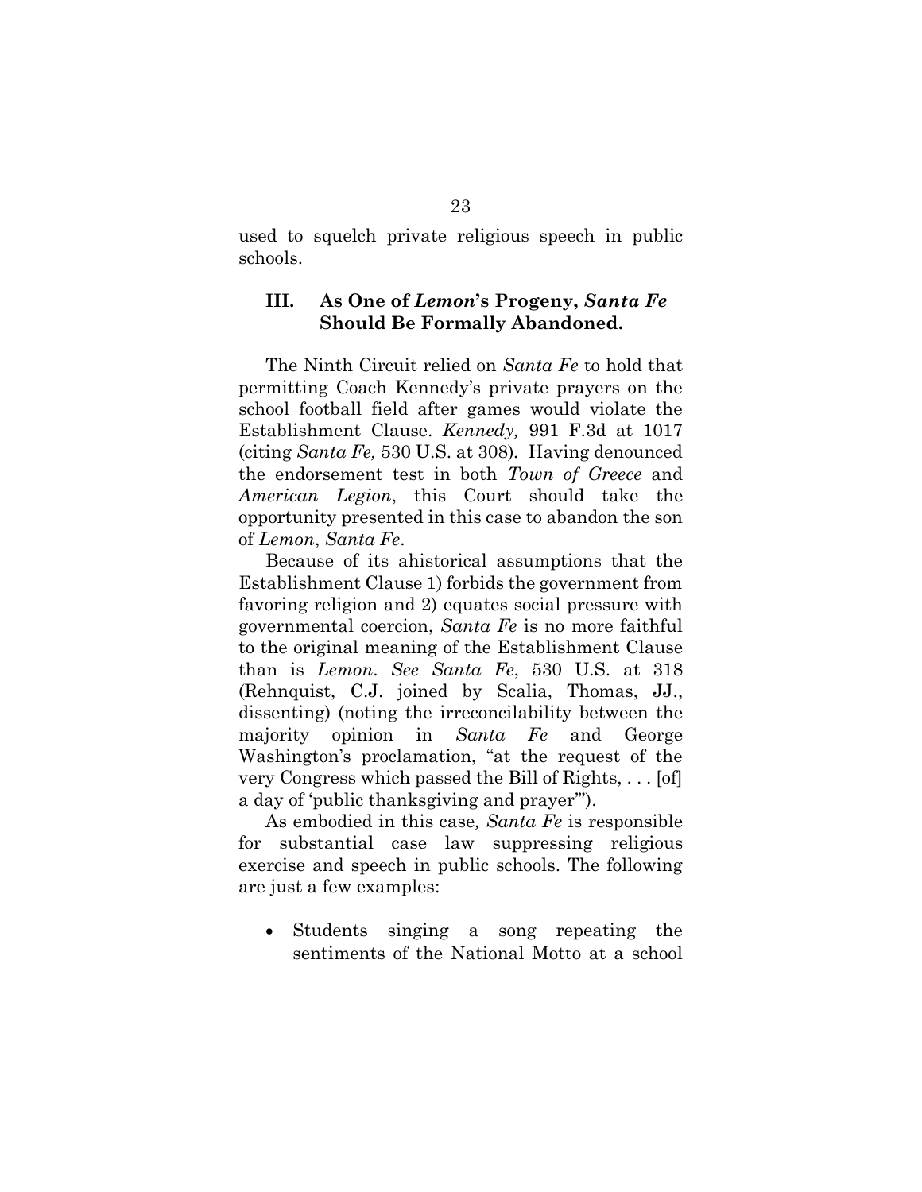used to squelch private religious speech in public schools.

### III. As One of *Lemon*'s Progeny, *Santa Fe* Should Be Formally Abandoned.

The Ninth Circuit relied on *Santa Fe* to hold that permitting Coach Kennedy's private prayers on the school football field after games would violate the Establishment Clause. *Kennedy,* 991 F.3d at 1017 (citing *Santa Fe,* 530 U.S. at 308). Having denounced the endorsement test in both *Town of Greece* and *American Legion*, this Court should take the opportunity presented in this case to abandon the son of *Lemon*, *Santa Fe*.

Because of its ahistorical assumptions that the Establishment Clause 1) forbids the government from favoring religion and 2) equates social pressure with governmental coercion, *Santa Fe* is no more faithful to the original meaning of the Establishment Clause than is *Lemon*. *See Santa Fe*, 530 U.S. at 318 (Rehnquist, C.J. joined by Scalia, Thomas, JJ., dissenting) (noting the irreconcilability between the majority opinion in *Santa Fe* and George Washington's proclamation, "at the request of the very Congress which passed the Bill of Rights, . . . [of] a day of 'public thanksgiving and prayer'").

As embodied in this case*, Santa Fe* is responsible for substantial case law suppressing religious exercise and speech in public schools. The following are just a few examples:

- Students singing a song repeating the sentiments of the National Motto at a school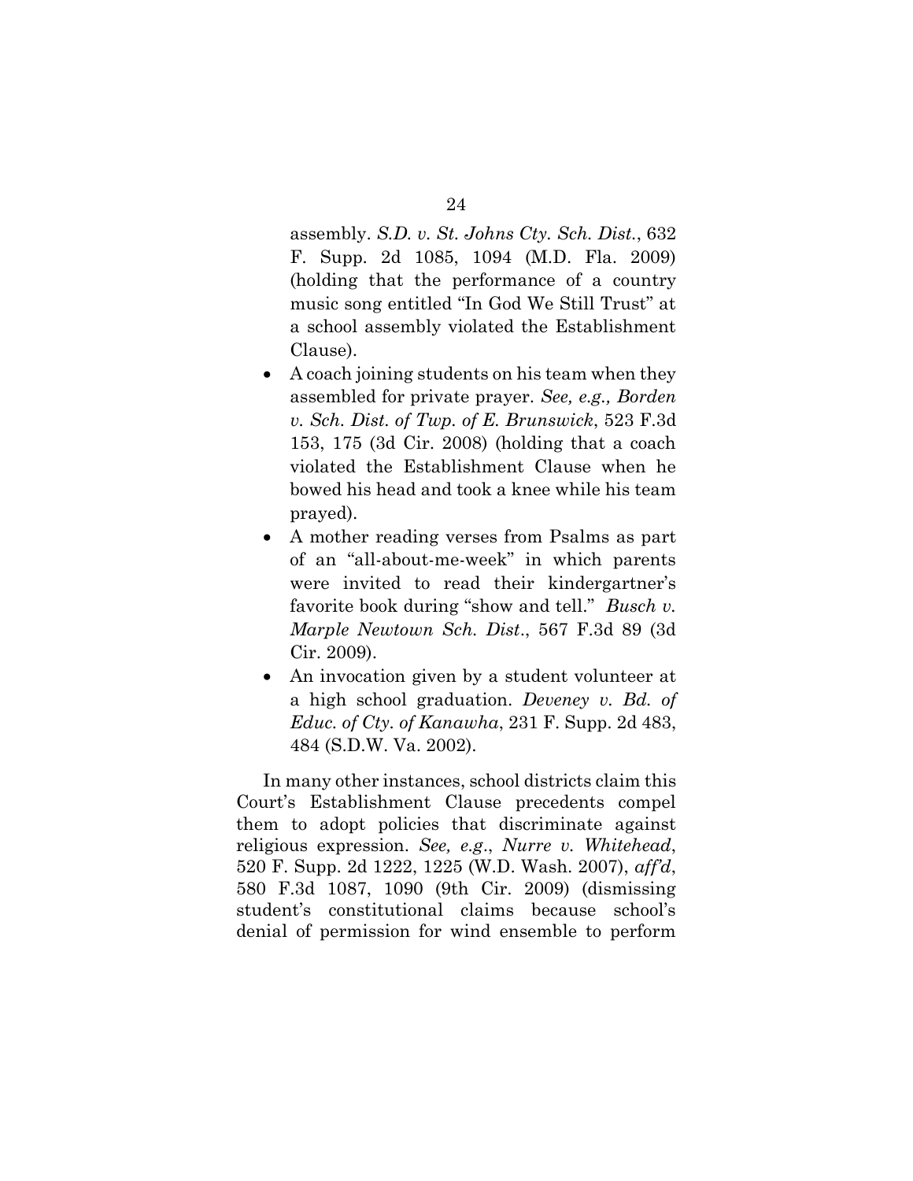assembly. *S.D. v. St. Johns Cty. Sch. Dist.*, 632 F. Supp. 2d 1085, 1094 (M.D. Fla. 2009) (holding that the performance of a country music song entitled "In God We Still Trust" at a school assembly violated the Establishment Clause).

- A coach joining students on his team when they assembled for private prayer. *See, e.g., Borden v. Sch. Dist. of Twp. of E. Brunswick*, 523 F.3d 153, 175 (3d Cir. 2008) (holding that a coach violated the Establishment Clause when he bowed his head and took a knee while his team prayed).
- A mother reading verses from Psalms as part of an "all-about-me-week" in which parents were invited to read their kindergartner's favorite book during "show and tell." *Busch v. Marple Newtown Sch. Dist.*, 567 F.3d 89 (3d Cir. 2009).
- An invocation given by a student volunteer at a high school graduation. *Deveney v. Bd. of Educ. of Cty. of Kanawha*, 231 F. Supp. 2d 483, 484 (S.D.W. Va. 2002).

In many other instances, school districts claim this Court's Establishment Clause precedents compel them to adopt policies that discriminate against religious expression. *See, e.g.*, *Nurre v. Whitehead*, 520 F. Supp. 2d 1222, 1225 (W.D. Wash. 2007), *aff'd*, 580 F.3d 1087, 1090 (9th Cir. 2009) (dismissing student's constitutional claims because school's denial of permission for wind ensemble to perform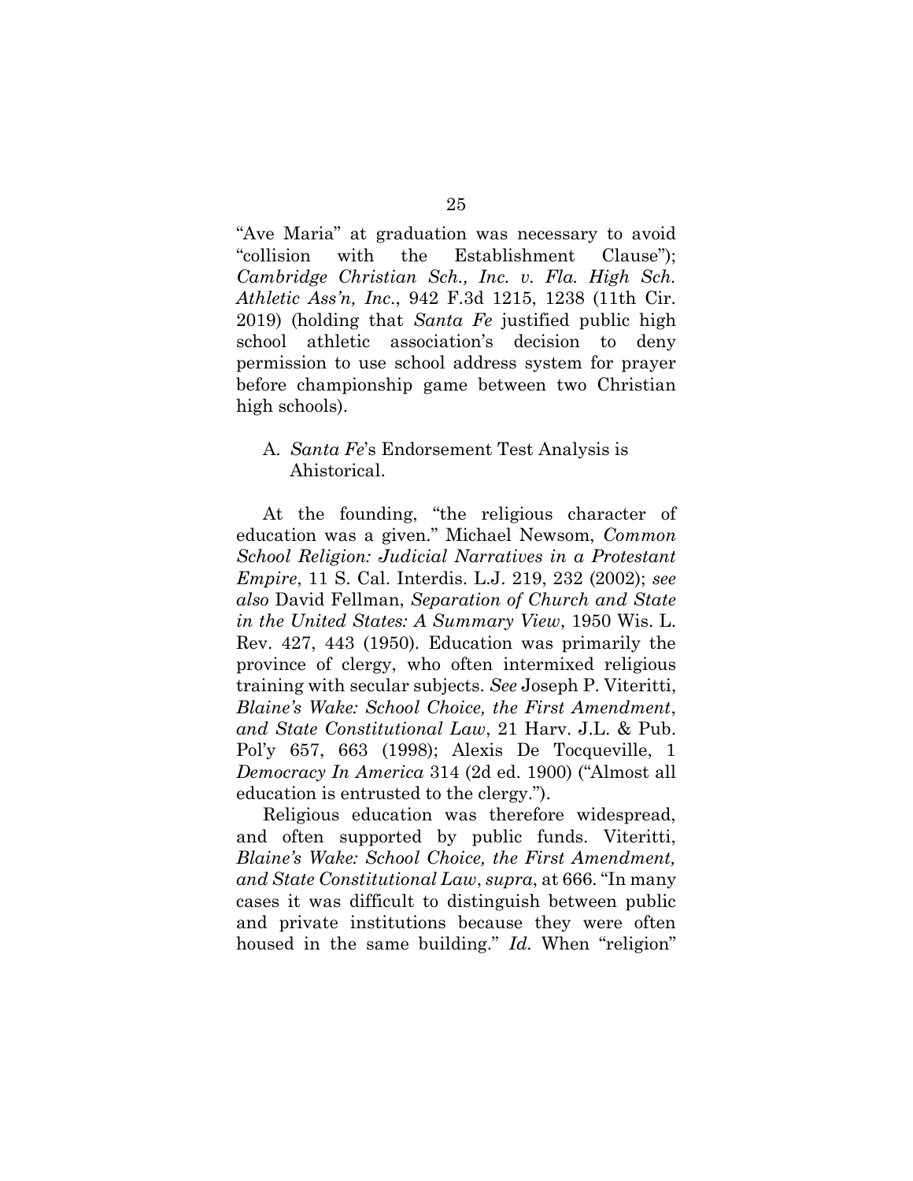"Ave Maria" at graduation was necessary to avoid "collision with the Establishment Clause"); *Cambridge Christian Sch., Inc. v. Fla. High Sch. Athletic Ass'n, Inc*., 942 F.3d 1215, 1238 (11th Cir. 2019) (holding that *Santa Fe* justified public high school athletic association's decision to deny permission to use school address system for prayer before championship game between two Christian high schools).

### A. *Santa Fe*'s Endorsement Test Analysis is Ahistorical.

At the founding, "the religious character of education was a given." Michael Newsom, *Common School Religion: Judicial Narratives in a Protestant Empire*, 11 S. Cal. Interdis. L.J. 219, 232 (2002); *see also* David Fellman, *Separation of Church and State in the United States: A Summary View*, 1950 Wis. L. Rev. 427, 443 (1950). Education was primarily the province of clergy, who often intermixed religious training with secular subjects. *See* Joseph P. Viteritti, *Blaine's Wake: School Choice, the First Amendment, and State Constitutional Law*, 21 Harv. J.L. & Pub. Pol'y 657, 663 (1998); Alexis De Tocqueville, 1 *Democracy In America* 314 (2d ed. 1900) ("Almost all education is entrusted to the clergy.").

Religious education was therefore widespread, and often supported by public funds. Viteritti, *Blaine's Wake: School Choice, the First Amendment, and State Constitutional Law*, *supra*, at 666. "In many cases it was difficult to distinguish between public and private institutions because they were often housed in the same building." *Id.* When "religion"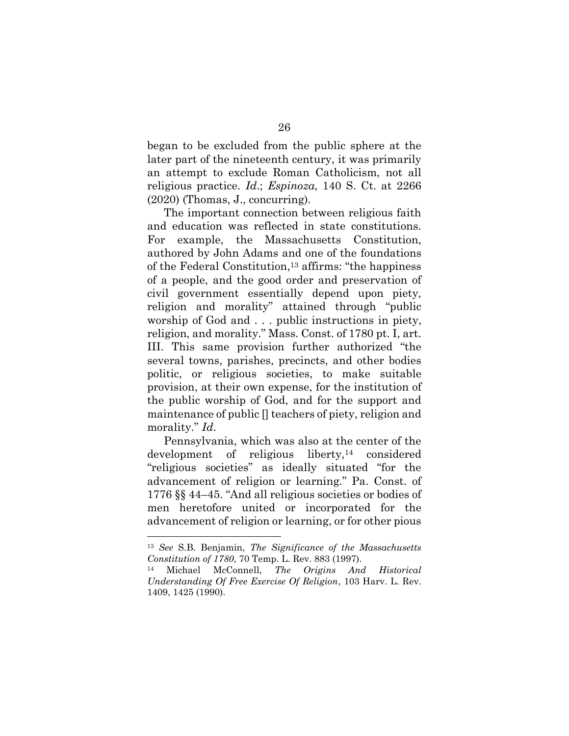began to be excluded from the public sphere at the later part of the nineteenth century, it was primarily an attempt to exclude Roman Catholicism, not all religious practice. *Id*.; *Espinoza*, 140 S. Ct. at 2266 (2020) (Thomas, J., concurring).

The important connection between religious faith and education was reflected in state constitutions. For example, the Massachusetts Constitution, authored by John Adams and one of the foundations of the Federal Constitution,[13] affirms: "the happiness of a people, and the good order and preservation of civil government essentially depend upon piety, religion and morality" attained through "public worship of God and . . . public instructions in piety, religion, and morality." Mass. Const. of 1780 pt. I, art. III. This same provision further authorized "the several towns, parishes, precincts, and other bodies politic, or religious societies, to make suitable provision, at their own expense, for the institution of the public worship of God, and for the support and maintenance of public [] teachers of piety, religion and morality." *Id*.

Pennsylvania, which was also at the center of the development of religious liberty,[14] considered "religious societies" as ideally situated "for the advancement of religion or learning." Pa. Const. of 1776 §§ 44–45. "And all religious societies or bodies of men heretofore united or incorporated for the advancement of religion or learning, or for other pious

---

[13] *See* S.B. Benjamin, *The Significance of the Massachusetts Constitution of 1780*, 70 Temp. L. Rev. 883 (1997).

[14] Michael McConnell, *The Origins And Historical Understanding Of Free Exercise Of Religion*, 103 Harv. L. Rev. 1409, 1425 (1990).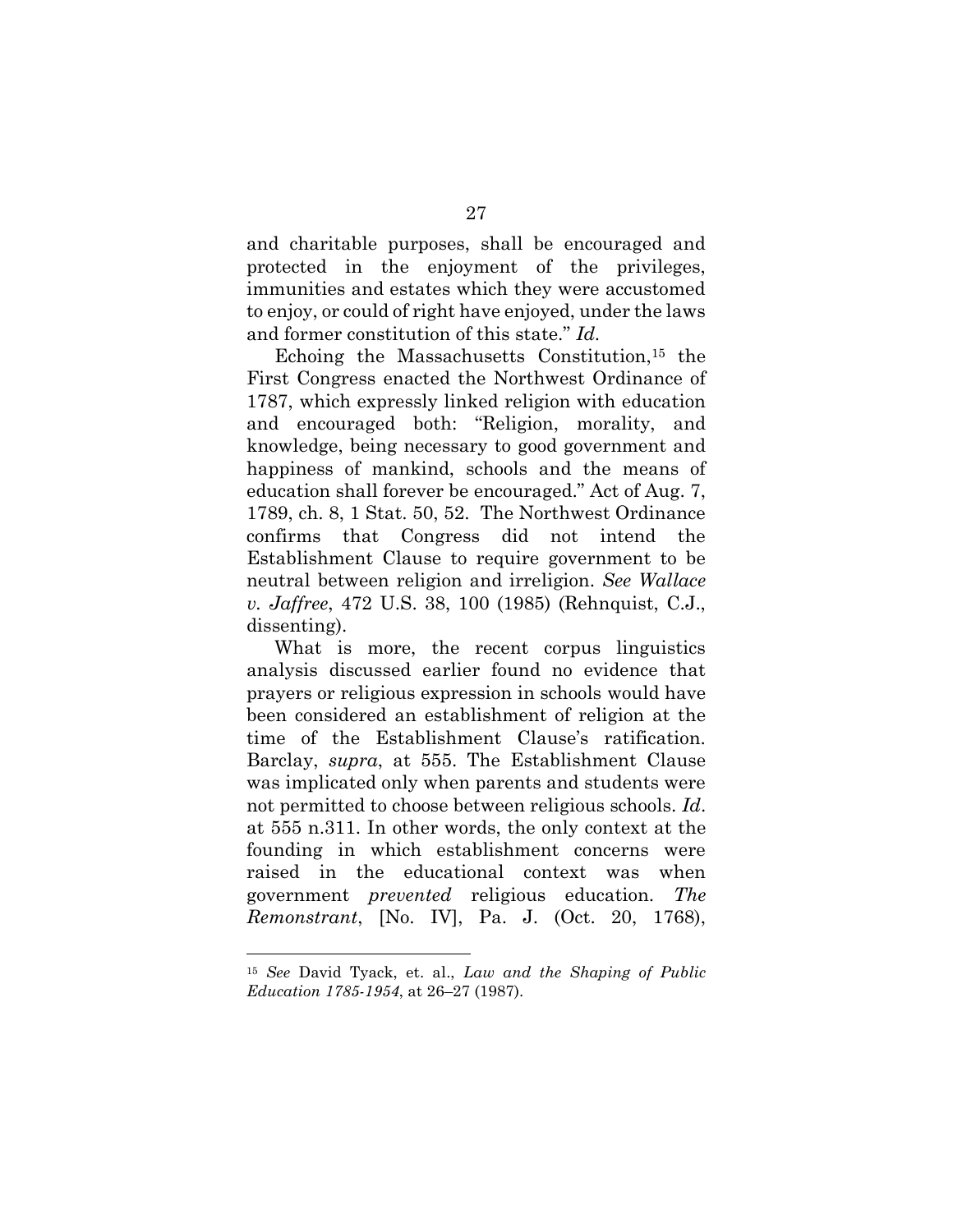and charitable purposes, shall be encouraged and protected in the enjoyment of the privileges, immunities and estates which they were accustomed to enjoy, or could of right have enjoyed, under the laws and former constitution of this state." *Id*.

Echoing the Massachusetts Constitution,[15] the First Congress enacted the Northwest Ordinance of 1787, which expressly linked religion with education and encouraged both: "Religion, morality, and knowledge, being necessary to good government and happiness of mankind, schools and the means of education shall forever be encouraged." Act of Aug. 7, 1789, ch. 8, 1 Stat. 50, 52. The Northwest Ordinance confirms that Congress did not intend the Establishment Clause to require government to be neutral between religion and irreligion. *See Wallace v. Jaffree*, 472 U.S. 38, 100 (1985) (Rehnquist, C.J., dissenting).

What is more, the recent corpus linguistics analysis discussed earlier found no evidence that prayers or religious expression in schools would have been considered an establishment of religion at the time of the Establishment Clause's ratification. Barclay, *supra*, at 555. The Establishment Clause was implicated only when parents and students were not permitted to choose between religious schools. *Id*. at 555 n.311. In other words, the only context at the founding in which establishment concerns were raised in the educational context was when government *prevented* religious education. *The Remonstrant*, [No. IV], Pa. J. (Oct. 20, 1768),

---

[15] *See* David Tyack, et. al., *Law and the Shaping of Public Education 1785-1954*, at 26–27 (1987).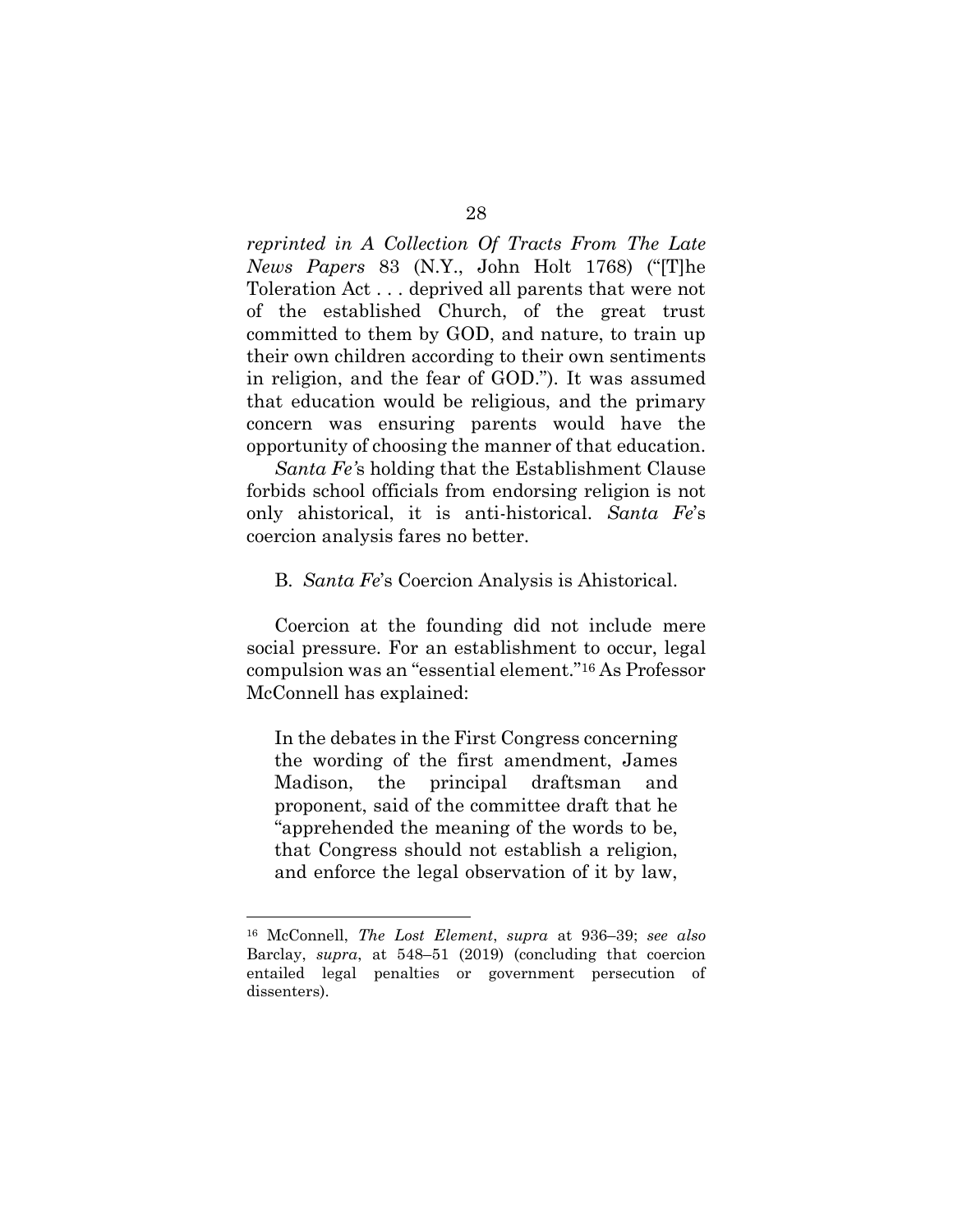*reprinted in A Collection Of Tracts From The Late News Papers* 83 (N.Y., John Holt 1768) ("[T]he Toleration Act . . . deprived all parents that were not of the established Church, of the great trust committed to them by GOD, and nature, to train up their own children according to their own sentiments in religion, and the fear of GOD."). It was assumed that education would be religious, and the primary concern was ensuring parents would have the opportunity of choosing the manner of that education.

*Santa Fe*'s holding that the Establishment Clause forbids school officials from endorsing religion is not only ahistorical, it is anti-historical. *Santa Fe*'s coercion analysis fares no better.

### B. *Santa Fe*'s Coercion Analysis is Ahistorical.

Coercion at the founding did not include mere social pressure. For an establishment to occur, legal compulsion was an "essential element."[16] As Professor McConnell has explained:

> In the debates in the First Congress concerning the wording of the first amendment, James Madison, the principal draftsman and proponent, said of the committee draft that he "apprehended the meaning of the words to be, that Congress should not establish a religion, and enforce the legal observation of it by law,

---

[16] McConnell, *The Lost Element*, *supra* at 936–39; *see also* Barclay, *supra*, at 548–51 (2019) (concluding that coercion entailed legal penalties or government persecution of dissenters).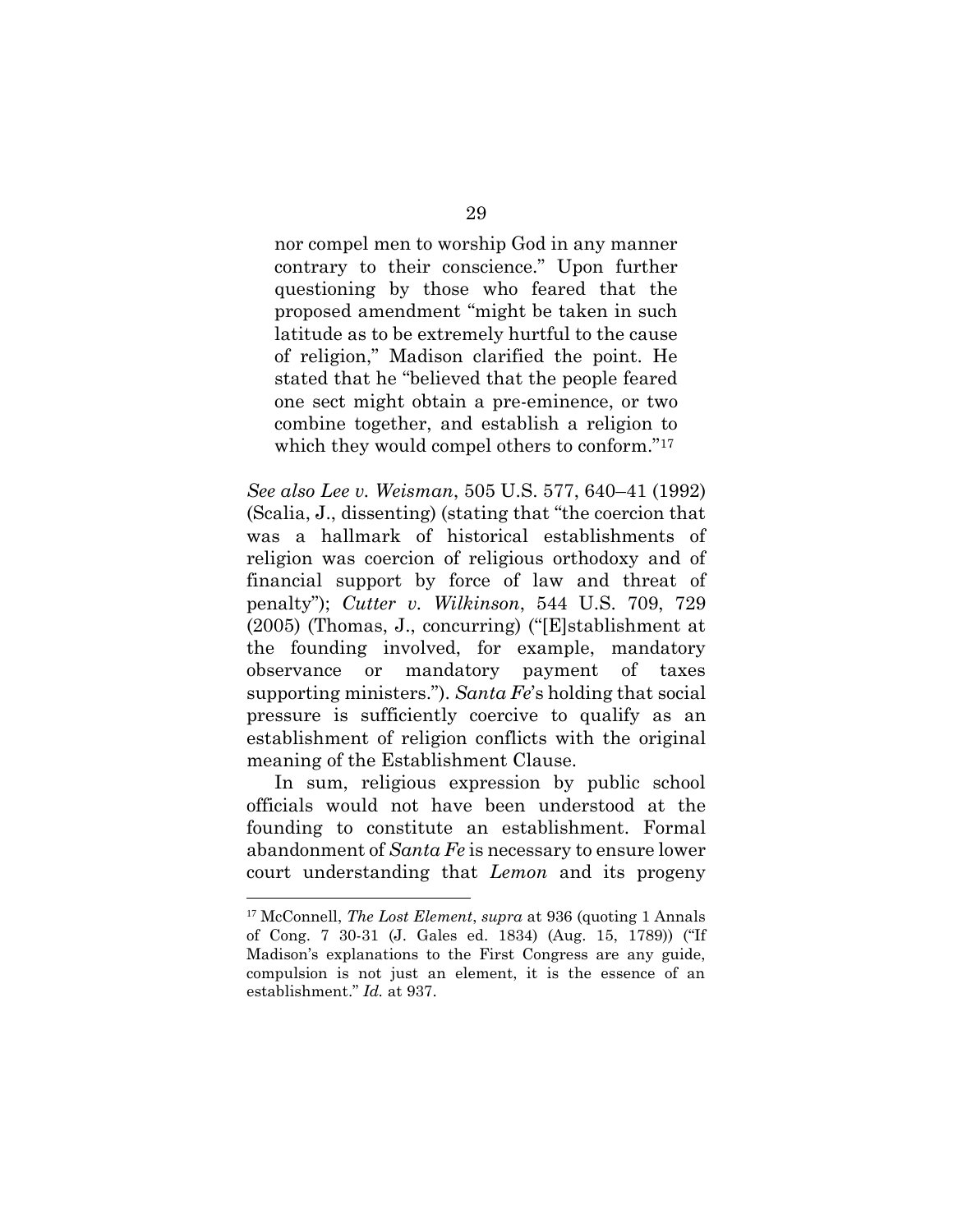> nor compel men to worship God in any manner contrary to their conscience." Upon further questioning by those who feared that the proposed amendment "might be taken in such latitude as to be extremely hurtful to the cause of religion," Madison clarified the point. He stated that he "believed that the people feared one sect might obtain a pre-eminence, or two combine together, and establish a religion to which they would compel others to conform."[17]

*See also Lee v. Weisman*, 505 U.S. 577, 640–41 (1992) (Scalia, J., dissenting) (stating that "the coercion that was a hallmark of historical establishments of religion was coercion of religious orthodoxy and of financial support by force of law and threat of penalty"); *Cutter v. Wilkinson*, 544 U.S. 709, 729 (2005) (Thomas, J., concurring) ("[E]stablishment at the founding involved, for example, mandatory observance or mandatory payment of taxes supporting ministers."). *Santa Fe*'s holding that social pressure is sufficiently coercive to qualify as an establishment of religion conflicts with the original meaning of the Establishment Clause.

In sum, religious expression by public school officials would not have been understood at the founding to constitute an establishment. Formal abandonment of *Santa Fe* is necessary to ensure lower court understanding that *Lemon* and its progeny

---

[17] McConnell, *The Lost Element*, *supra* at 936 (quoting 1 Annals of Cong. 7 30-31 (J. Gales ed. 1834) (Aug. 15, 1789)) ("If Madison's explanations to the First Congress are any guide, compulsion is not just an element, it is the essence of an establishment." *Id.* at 937.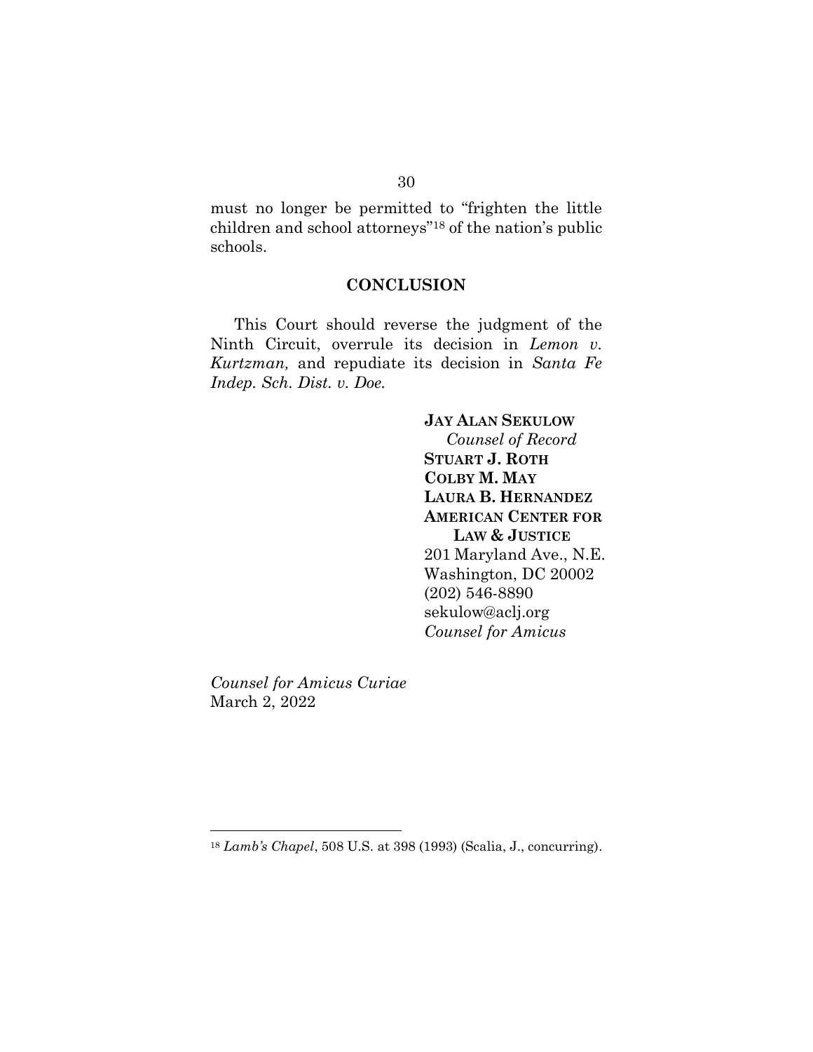must no longer be permitted to "frighten the little children and school attorneys"[18] of the nation's public schools.

## CONCLUSION

This Court should reverse the judgment of the Ninth Circuit, overrule its decision in *Lemon v. Kurtzman,* and repudiate its decision in *Santa Fe Indep. Sch. Dist. v. Doe.*

**JAY ALAN SEKULOW**
*Counsel of Record*
**STUART J. ROTH**
**COLBY M. MAY**
**LAURA B. HERNANDEZ**
**AMERICAN CENTER FOR LAW & JUSTICE**
201 Maryland Ave., N.E.
Washington, DC 20002
(202) 546-8890
sekulow@aclj.org
*Counsel for Amicus*

*Counsel for Amicus Curiae*
March 2, 2022

---

[18] *Lamb's Chapel*, 508 U.S. at 398 (1993) (Scalia, J., concurring).